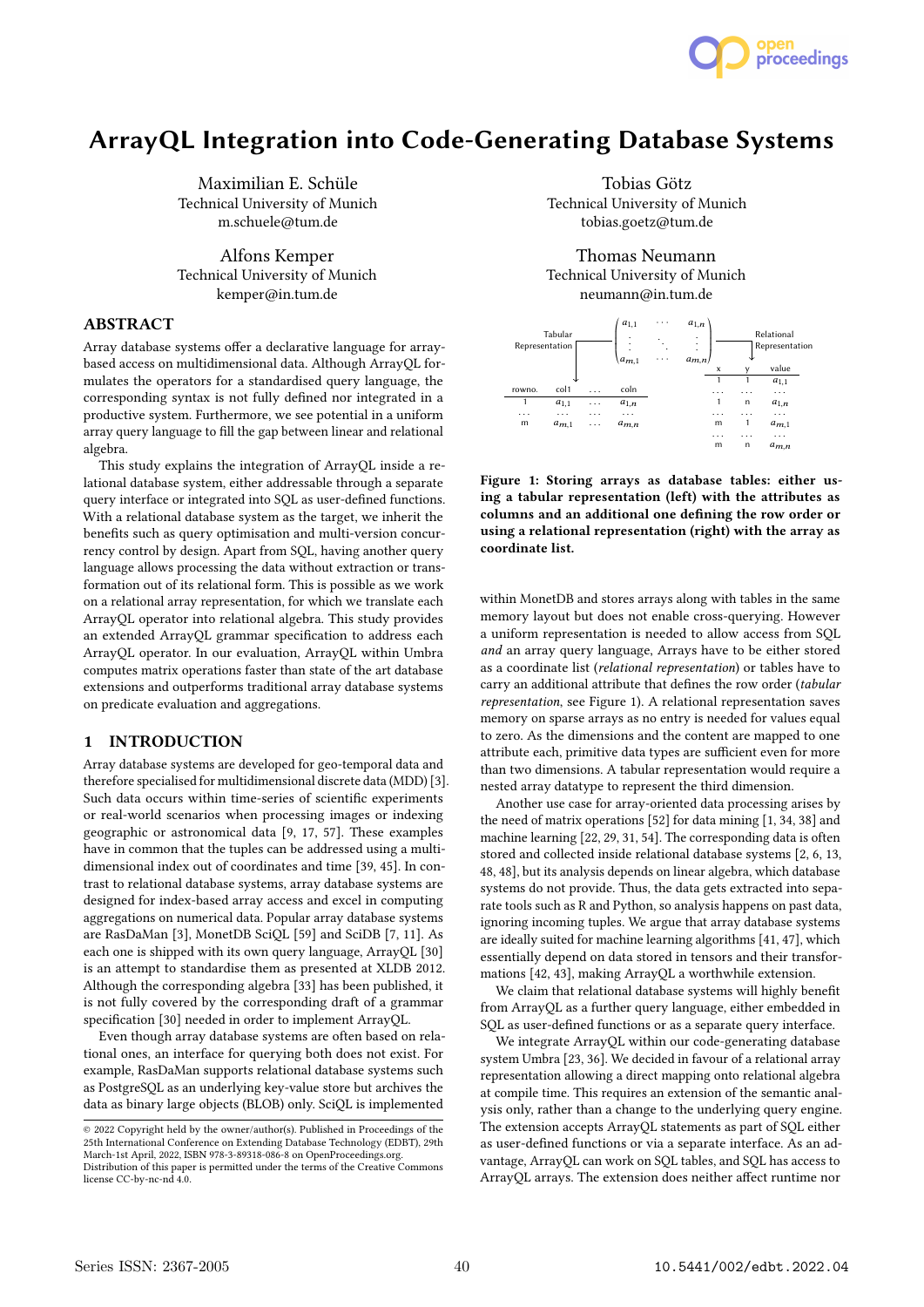# ArrayQL Integration into Code-Generating Database Systems

Maximilian E. Schüle
Technical University of Munich
m.schuele@tum.de

Tobias Götz
Technical University of Munich
tobias.goetz@tum.de

Alfons Kemper
Technical University of Munich
kemper@in.tum.de

Thomas Neumann
Technical University of Munich
neumann@in.tum.de

## ABSTRACT

Array database systems offer a declarative language for array-based access on multidimensional data. Although ArrayQL formulates the operators for a standardised query language, the corresponding syntax is not fully defined nor integrated in a productive system. Furthermore, we see potential in a uniform array query language to fill the gap between linear and relational algebra.

This study explains the integration of ArrayQL inside a relational database system, either addressable through a separate query interface or integrated into SQL as user-defined functions. With a relational database system as the target, we inherit the benefits such as query optimisation and multi-version concurrency control by design. Apart from SQL, having another query language allows processing the data without extraction or transformation out of its relational form. This is possible as we work on a relational array representation, for which we translate each ArrayQL operator into relational algebra. This study provides an extended ArrayQL grammar specification to address each ArrayQL operator. In our evaluation, ArrayQL within Umbra computes matrix operations faster than state of the art database extensions and outperforms traditional array database systems on predicate evaluation and aggregations.

## 1 INTRODUCTION

Array database systems are developed for geo-temporal data and therefore specialised for multidimensional discrete data (MDD) [3]. Such data occurs within time-series of scientific experiments or real-world scenarios when processing images or indexing geographic or astronomical data [9, 17, 57]. These examples have in common that the tuples can be addressed using a multidimensional index out of coordinates and time [39, 45]. In contrast to relational database systems, array database systems are designed for index-based array access and excel in computing aggregations on numerical data. Popular array database systems are RasDaMan [3], MonetDB SciQL [59] and SciDB [7, 11]. As each one is shipped with its own query language, ArrayQL [30] is an attempt to standardise them as presented at XLDB 2012. Although the corresponding algebra [33] has been published, it is not fully covered by the corresponding draft of a grammar specification [30] needed in order to implement ArrayQL.

Even though array database systems are often based on relational ones, an interface for querying both does not exist. For example, RasDaMan supports relational database systems such as PostgreSQL as an underlying key-value store but archives the data as binary large objects (BLOB) only. SciQL is implemented within MonetDB and stores arrays along with tables in the same memory layout but does not enable cross-querying. However a uniform representation is needed to allow access from SQL *and* an array query language, Arrays have to be either stored as a coordinate list (*relational representation*) or tables have to carry an additional attribute that defines the row order (*tabular representation*, see Figure 1). A relational representation saves memory on sparse arrays as no entry is needed for values equal to zero. As the dimensions and the content are mapped to one attribute each, primitive data types are sufficient even for more than two dimensions. A tabular representation would require a nested array datatype to represent the third dimension.

$$\begin{pmatrix} a_{1,1} & \cdots & a_{1,n} \\ \vdots & \ddots & \vdots \\ a_{m,1} & \cdots & a_{m,n} \end{pmatrix}$$

Tabular Representation:

| rowno. | col1 | ... | coln |
|---|---|---|---|
| 1 | $a_{1,1}$ | ... | $a_{1,n}$ |
| ... | ... | ... | ... |
| m | $a_{m,1}$ | ... | $a_{m,n}$ |

Relational Representation:

| x | y | value |
|---|---|---|
| 1 | 1 | $a_{1,1}$ |
| ... | ... | ... |
| 1 | n | $a_{1,n}$ |
| ... | ... | ... |
| m | 1 | $a_{m,1}$ |
| ... | ... | ... |
| m | n | $a_{m,n}$ |

**Figure 1: Storing arrays as database tables: either using a tabular representation (left) with the attributes as columns and an additional one defining the row order or using a relational representation (right) with the array as coordinate list.**

Another use case for array-oriented data processing arises by the need of matrix operations [52] for data mining [1, 34, 38] and machine learning [22, 29, 31, 54]. The corresponding data is often stored and collected inside relational database systems [2, 6, 13, 48, 48], but its analysis depends on linear algebra, which database systems do not provide. Thus, the data gets extracted into separate tools such as R and Python, so analysis happens on past data, ignoring incoming tuples. We argue that array database systems are ideally suited for machine learning algorithms [41, 47], which essentially depend on data stored in tensors and their transformations [42, 43], making ArrayQL a worthwhile extension.

We claim that relational database systems will highly benefit from ArrayQL as a further query language, either embedded in SQL as user-defined functions or as a separate query interface.

We integrate ArrayQL within our code-generating database system Umbra [23, 36]. We decided in favour of a relational array representation allowing a direct mapping onto relational algebra at compile time. This requires an extension of the semantic analysis only, rather than a change to the underlying query engine. The extension accepts ArrayQL statements as part of SQL either as user-defined functions or via a separate interface. As an advantage, ArrayQL can work on SQL tables, and SQL has access to ArrayQL arrays. The extension does neither affect runtime nor

© 2022 Copyright held by the owner/author(s). Published in Proceedings of the 25th International Conference on Extending Database Technology (EDBT), 29th March-1st April, 2022, ISBN 978-3-89318-086-8 on OpenProceedings.org.
Distribution of this paper is permitted under the terms of the Creative Commons license CC-by-nc-nd 4.0.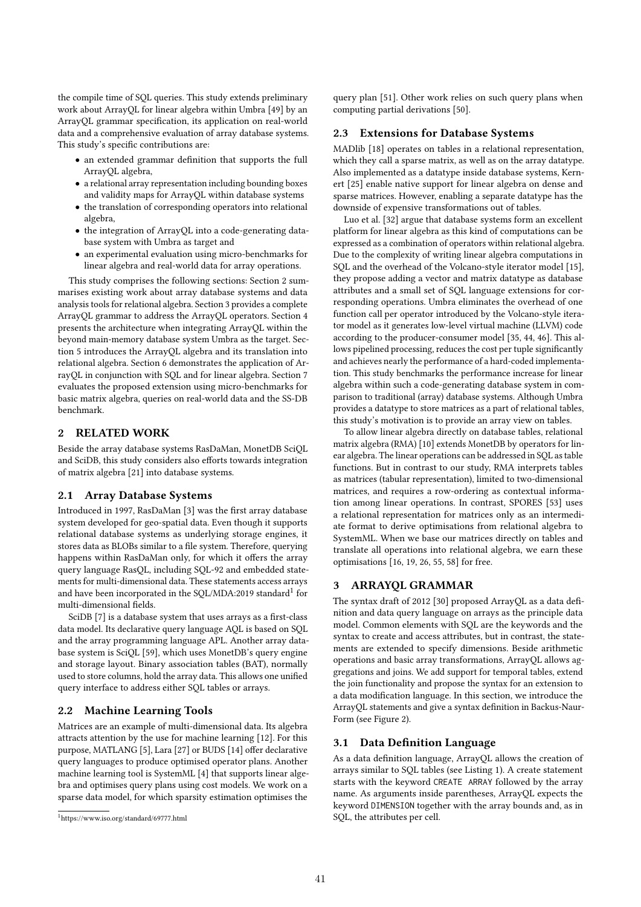the compile time of SQL queries. This study extends preliminary work about ArrayQL for linear algebra within Umbra [49] by an ArrayQL grammar specification, its application on real-world data and a comprehensive evaluation of array database systems. This study's specific contributions are:

- an extended grammar definition that supports the full ArrayQL algebra,
- a relational array representation including bounding boxes and validity maps for ArrayQL within database systems
- the translation of corresponding operators into relational algebra,
- the integration of ArrayQL into a code-generating database system with Umbra as target and
- an experimental evaluation using micro-benchmarks for linear algebra and real-world data for array operations.

This study comprises the following sections: Section 2 summarises existing work about array database systems and data analysis tools for relational algebra. Section 3 provides a complete ArrayQL grammar to address the ArrayQL operators. Section 4 presents the architecture when integrating ArrayQL within the beyond main-memory database system Umbra as the target. Section 5 introduces the ArrayQL algebra and its translation into relational algebra. Section 6 demonstrates the application of ArrayQL in conjunction with SQL and for linear algebra. Section 7 evaluates the proposed extension using micro-benchmarks for basic matrix algebra, queries on real-world data and the SS-DB benchmark.

## 2 RELATED WORK

Beside the array database systems RasDaMan, MonetDB SciQL and SciDB, this study considers also efforts towards integration of matrix algebra [21] into database systems.

### 2.1 Array Database Systems

Introduced in 1997, RasDaMan [3] was the first array database system developed for geo-spatial data. Even though it supports relational database systems as underlying storage engines, it stores data as BLOBs similar to a file system. Therefore, querying happens within RasDaMan only, for which it offers the array query language RasQL, including SQL-92 and embedded statements for multi-dimensional data. These statements access arrays and have been incorporated in the SQL/MDA:2019 standard[1] for multi-dimensional fields.

SciDB [7] is a database system that uses arrays as a first-class data model. Its declarative query language AQL is based on SQL and the array programming language APL. Another array database system is SciQL [59], which uses MonetDB's query engine and storage layout. Binary association tables (BAT), normally used to store columns, hold the array data. This allows one unified query interface to address either SQL tables or arrays.

### 2.2 Machine Learning Tools

Matrices are an example of multi-dimensional data. Its algebra attracts attention by the use for machine learning [12]. For this purpose, MATLANG [5], Lara [27] or BUDS [14] offer declarative query languages to produce optimised operator plans. Another machine learning tool is SystemML [4] that supports linear algebra and optimises query plans using cost models. We work on a sparse data model, for which sparsity estimation optimises the query plan [51]. Other work relies on such query plans when computing partial derivations [50].

### 2.3 Extensions for Database Systems

MADlib [18] operates on tables in a relational representation, which they call a sparse matrix, as well as on the array datatype. Also implemented as a datatype inside database systems, Kernert [25] enable native support for linear algebra on dense and sparse matrices. However, enabling a separate datatype has the downside of expensive transformations out of tables.

Luo et al. [32] argue that database systems form an excellent platform for linear algebra as this kind of computations can be expressed as a combination of operators within relational algebra. Due to the complexity of writing linear algebra computations in SQL and the overhead of the Volcano-style iterator model [15], they propose adding a vector and matrix datatype as database attributes and a small set of SQL language extensions for corresponding operations. Umbra eliminates the overhead of one function call per operator introduced by the Volcano-style iterator model as it generates low-level virtual machine (LLVM) code according to the producer-consumer model [35, 44, 46]. This allows pipelined processing, reduces the cost per tuple significantly and achieves nearly the performance of a hard-coded implementation. This study benchmarks the performance increase for linear algebra within such a code-generating database system in comparison to traditional (array) database systems. Although Umbra provides a datatype to store matrices as a part of relational tables, this study's motivation is to provide an array view on tables.

To allow linear algebra directly on database tables, relational matrix algebra (RMA) [10] extends MonetDB by operators for linear algebra. The linear operations can be addressed in SQL as table functions. But in contrast to our study, RMA interprets tables as matrices (tabular representation), limited to two-dimensional matrices, and requires a row-ordering as contextual information among linear operations. In contrast, SPORES [53] uses a relational representation for matrices only as an intermediate format to derive optimisations from relational algebra to SystemML. When we base our matrices directly on tables and translate all operations into relational algebra, we earn these optimisations [16, 19, 26, 55, 58] for free.

## 3 ARRAYQL GRAMMAR

The syntax draft of 2012 [30] proposed ArrayQL as a data definition and data query language on arrays as the principle data model. Common elements with SQL are the keywords and the syntax to create and access attributes, but in contrast, the statements are extended to specify dimensions. Beside arithmetic operations and basic array transformations, ArrayQL allows aggregations and joins. We add support for temporal tables, extend the join functionality and propose the syntax for an extension to a data modification language. In this section, we introduce the ArrayQL statements and give a syntax definition in Backus-Naur-Form (see Figure 2).

### 3.1 Data Definition Language

As a data definition language, ArrayQL allows the creation of arrays similar to SQL tables (see Listing 1). A create statement starts with the keyword `CREATE ARRAY` followed by the array name. As arguments inside parentheses, ArrayQL expects the keyword `DIMENSION` together with the array bounds and, as in SQL, the attributes per cell.

[1] https://www.iso.org/standard/69777.html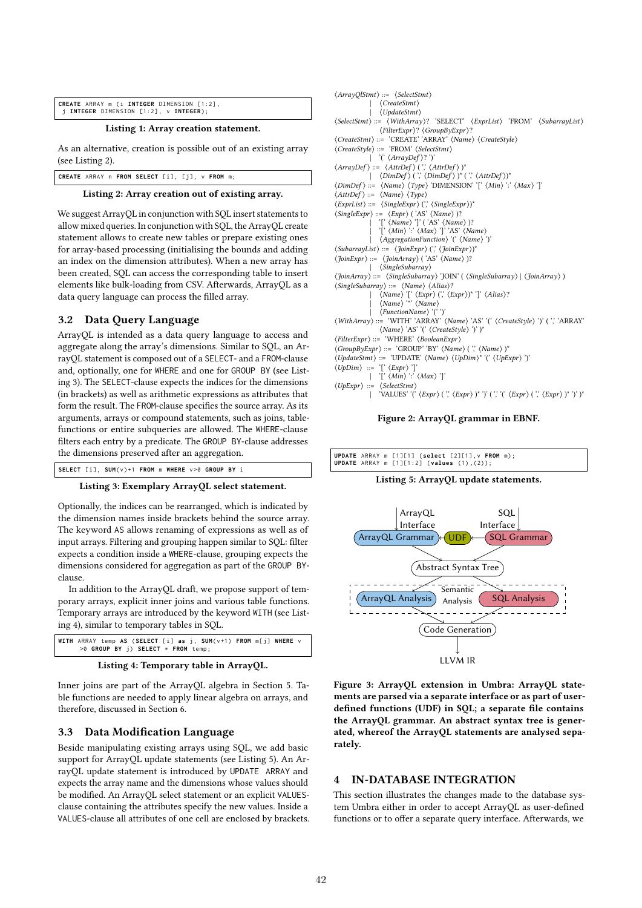```
CREATE ARRAY m (i INTEGER DIMENSION [1:2],
 j INTEGER DIMENSION [1:2], v INTEGER);
```

**Listing 1: Array creation statement.**

As an alternative, creation is possible out of an existing array (see Listing 2).

```
CREATE ARRAY n FROM SELECT [i], [j], v FROM m;
```

**Listing 2: Array creation out of existing array.**

We suggest ArrayQL in conjunction with SQL insert statements to allow mixed queries. In conjunction with SQL, the ArrayQL create statement allows to create new tables or prepare existing ones for array-based processing (initialising the bounds and adding an index on the dimension attributes). When a new array has been created, SQL can access the corresponding table to insert elements like bulk-loading from CSV. Afterwards, ArrayQL as a data query language can process the filled array.

## 3.2 Data Query Language

ArrayQL is intended as a data query language to access and aggregate along the array's dimensions. Similar to SQL, an ArrayQL statement is composed out of a SELECT- and a FROM-clause and, optionally, one for WHERE and one for GROUP BY (see Listing 3). The SELECT-clause expects the indices for the dimensions (in brackets) as well as arithmetic expressions as attributes that form the result. The FROM-clause specifies the source array. As its arguments, arrays or compound statements, such as joins, table-functions or entire subqueries are allowed. The WHERE-clause filters each entry by a predicate. The GROUP BY-clause addresses the dimensions preserved after an aggregation.

```
SELECT [i], SUM(v)+1 FROM m WHERE v>0 GROUP BY i
```

**Listing 3: Exemplary ArrayQL select statement.**

Optionally, the indices can be rearranged, which is indicated by the dimension names inside brackets behind the source array. The keyword AS allows renaming of expressions as well as of input arrays. Filtering and grouping happen similar to SQL: filter expects a condition inside a WHERE-clause, grouping expects the dimensions considered for aggregation as part of the GROUP BY-clause.

In addition to the ArrayQL draft, we propose support of temporary arrays, explicit inner joins and various table functions. Temporary arrays are introduced by the keyword WITH (see Listing 4), similar to temporary tables in SQL.

```
WITH ARRAY temp AS (SELECT [i] as j, SUM(v+1) FROM m[j] WHERE v
     >0 GROUP BY j) SELECT * FROM temp;
```

**Listing 4: Temporary table in ArrayQL.**

Inner joins are part of the ArrayQL algebra in Section 5. Table functions are needed to apply linear algebra on arrays, and therefore, discussed in Section 6.

## 3.3 Data Modification Language

Beside manipulating existing arrays using SQL, we add basic support for ArrayQL update statements (see Listing 5). An ArrayQL update statement is introduced by UPDATE ARRAY and expects the array name and the dimensions whose values should be modified. An ArrayQL select statement or an explicit VALUES-clause containing the attributes specify the new values. Inside a VALUES-clause all attributes of one cell are enclosed by brackets.

```
⟨ArrayQlStmt⟩ ::= ⟨SelectStmt⟩
    | ⟨CreateStmt⟩
    | ⟨UpdateStmt⟩
⟨SelectStmt⟩ ::= ⟨WithArray⟩? 'SELECT' ⟨ExprList⟩ 'FROM' ⟨SubarrayList⟩
    ⟨FilterExpr⟩? ⟨GroupByExpr⟩?
⟨CreateStmt⟩ ::= 'CREATE' 'ARRAY' ⟨Name⟩ ⟨CreateStyle⟩
⟨CreateStyle⟩ ::= 'FROM' ⟨SelectStmt⟩
    | '(' ⟨ArrayDef⟩? ')'
⟨ArrayDef⟩ ::= ⟨AttrDef⟩ ( ',' ⟨AttrDef⟩ )*
    | ⟨DimDef⟩ ( ',' ⟨DimDef⟩ )* ( ',' ⟨AttrDef⟩)*
⟨DimDef⟩ ::= ⟨Name⟩ ⟨Type⟩ 'DIMENSION' '[' ⟨Min⟩ ':' ⟨Max⟩ ']'
⟨AttrDef⟩ ::= ⟨Name⟩ ⟨Type⟩
⟨ExprList⟩ ::= ⟨SingleExpr⟩ (',' ⟨SingleExpr⟩)*
⟨SingleExpr⟩ ::= ⟨Expr⟩ ( 'AS' ⟨Name⟩ )?
    | '[' ⟨Name⟩ ']' ( 'AS' ⟨Name⟩ )?
    | '[' ⟨Min⟩ ':' ⟨Max⟩ ']' 'AS' ⟨Name⟩
    | ⟨AggregationFunction⟩ '(' ⟨Name⟩ ')'
⟨SubarrayList⟩ ::= ⟨JoinExpr⟩ (',' ⟨JoinExpr⟩)*
⟨JoinExpr⟩ ::= ⟨JoinArray⟩ ( 'AS' ⟨Name⟩ )?
    | ⟨SingleSubarray⟩
⟨JoinArray⟩ ::= ⟨SingleSubarray⟩ 'JOIN' ( ⟨SingleSubarray⟩ | ⟨JoinArray⟩ )
⟨SingleSubarray⟩ ::= ⟨Name⟩ ⟨Alias⟩?
    | ⟨Name⟩ '[' ⟨Expr⟩ (',' ⟨Expr⟩)* ']' ⟨Alias⟩?
    | ⟨Name⟩ '*' ⟨Name⟩
    | ⟨FunctionName⟩ '(' ')'
⟨WithArray⟩ ::= 'WITH' 'ARRAY' ⟨Name⟩ 'AS' '(' ⟨CreateStyle⟩ ')' ( ',' 'ARRAY'
    ⟨Name⟩ 'AS' '(' ⟨CreateStyle⟩ ')' )*
⟨FilterExpr⟩ ::= 'WHERE' ⟨BooleanExpr⟩
⟨GroupByExpr⟩ ::= 'GROUP' 'BY' ⟨Name⟩ ( ',' ⟨Name⟩ )*
⟨UpdateStmt⟩ ::= 'UPDATE' ⟨Name⟩ ⟨UpDim⟩* '(' ⟨UpExpr⟩ ')'
⟨UpDim⟩ ::= '[' ⟨Expr⟩ ']'
    | '[' ⟨Min⟩ ':' ⟨Max⟩ ']'
⟨UpExpr⟩ ::= ⟨SelectStmt⟩
    | 'VALUES' '(' ⟨Expr⟩ ( ',' ⟨Expr⟩ )* ')' ( ',' '(' ⟨Expr⟩ ( ',' ⟨Expr⟩ )* ')' )*
```

**Figure 2: ArrayQL grammar in EBNF.**

```
UPDATE ARRAY m [1][1] (select [2][1],v FROM m);
UPDATE ARRAY m [1][1:2] (values (1),(2));
```

**Listing 5: ArrayQL update statements.**

**Figure 3: ArrayQL extension in Umbra: ArrayQL statements are parsed via a separate interface or as part of user-defined functions (UDF) in SQL; a separate file contains the ArrayQL grammar. An abstract syntax tree is generated, whereof the ArrayQL statements are analysed separately.**

## 4 IN-DATABASE INTEGRATION

This section illustrates the changes made to the database system Umbra either in order to accept ArrayQL as user-defined functions or to offer a separate query interface. Afterwards, we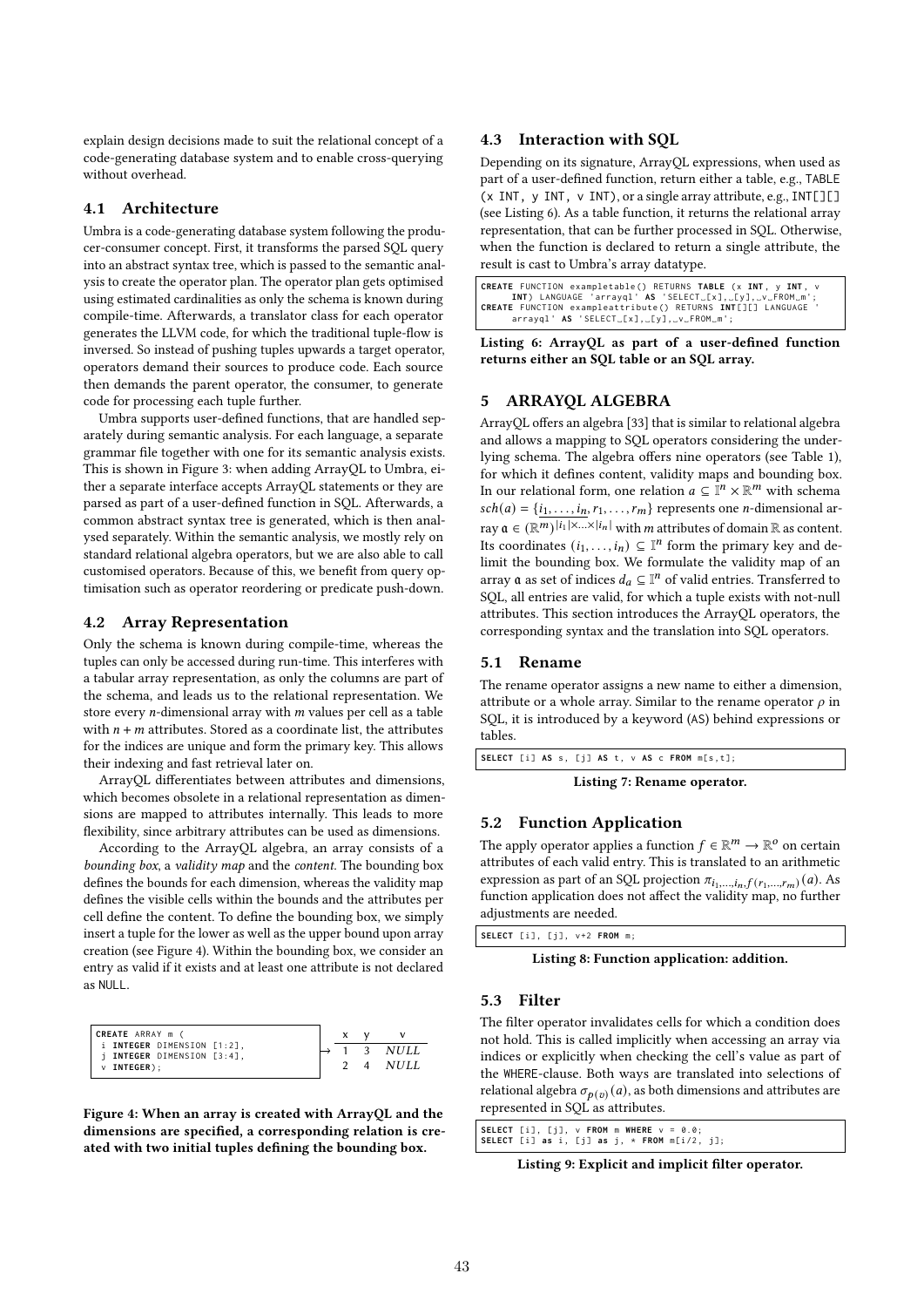explain design decisions made to suit the relational concept of a code-generating database system and to enable cross-querying without overhead.

### 4.1 Architecture

Umbra is a code-generating database system following the producer-consumer concept. First, it transforms the parsed SQL query into an abstract syntax tree, which is passed to the semantic analysis to create the operator plan. The operator plan gets optimised using estimated cardinalities as only the schema is known during compile-time. Afterwards, a translator class for each operator generates the LLVM code, for which the traditional tuple-flow is inversed. So instead of pushing tuples upwards a target operator, operators demand their sources to produce code. Each source then demands the parent operator, the consumer, to generate code for processing each tuple further.

Umbra supports user-defined functions, that are handled separately during semantic analysis. For each language, a separate grammar file together with one for its semantic analysis exists. This is shown in Figure 3: when adding ArrayQL to Umbra, either a separate interface accepts ArrayQL statements or they are parsed as part of a user-defined function in SQL. Afterwards, a common abstract syntax tree is generated, which is then analysed separately. Within the semantic analysis, we mostly rely on standard relational algebra operators, but we are also able to call customised operators. Because of this, we benefit from query optimisation such as operator reordering or predicate push-down.

### 4.2 Array Representation

Only the schema is known during compile-time, whereas the tuples can only be accessed during run-time. This interferes with a tabular array representation, as only the columns are part of the schema, and leads us to the relational representation. We store every $n$-dimensional array with $m$ values per cell as a table with $n + m$ attributes. Stored as a coordinate list, the attributes for the indices are unique and form the primary key. This allows their indexing and fast retrieval later on.

ArrayQL differentiates between attributes and dimensions, which becomes obsolete in a relational representation as dimensions are mapped to attributes internally. This leads to more flexibility, since arbitrary attributes can be used as dimensions.

According to the ArrayQL algebra, an array consists of a *bounding box*, a *validity map* and the *content*. The bounding box defines the bounds for each dimension, whereas the validity map defines the visible cells within the bounds and the attributes per cell define the content. To define the bounding box, we simply insert a tuple for the lower as well as the upper bound upon array creation (see Figure 4). Within the bounding box, we consider an entry as valid if it exists and at least one attribute is not declared as NULL.

```
CREATE ARRAY m (
 i INTEGER DIMENSION [1:2],
 j INTEGER DIMENSION [3:4],
 v INTEGER);
```

| x | y | v |
|---|---|---|
| 1 | 3 | *NULL* |
| 2 | 4 | *NULL* |

**Figure 4: When an array is created with ArrayQL and the dimensions are specified, a corresponding relation is created with two initial tuples defining the bounding box.**

### 4.3 Interaction with SQL

Depending on its signature, ArrayQL expressions, when used as part of a user-defined function, return either a table, e.g., TABLE (x INT, y INT, v INT), or a single array attribute, e.g., INT[][] (see Listing 6). As a table function, it returns the relational array representation, that can be further processed in SQL. Otherwise, when the function is declared to return a single attribute, the result is cast to Umbra's array datatype.

```
CREATE FUNCTION exampletable() RETURNS TABLE (x INT, y INT, v
      INT) LANGUAGE 'arrayql' AS 'SELECT [x], [y], v FROM m';
CREATE FUNCTION exampleattribute() RETURNS INT[][] LANGUAGE '
      arrayql' AS 'SELECT [x], [y], v FROM m';
```

**Listing 6: ArrayQL as part of a user-defined function returns either an SQL table or an SQL array.**

## 5 ARRAYQL ALGEBRA

ArrayQL offers an algebra [33] that is similar to relational algebra and allows a mapping to SQL operators considering the underlying schema. The algebra offers nine operators (see Table 1), for which it defines content, validity maps and bounding box. In our relational form, one relation $a \subseteq \mathbb{I}^n \times \mathbb{R}^m$ with schema $sch(a) = \{\underline{i_1, \ldots, i_n}, r_1, \ldots, r_m\}$ represents one $n$-dimensional array $\mathfrak{a} \in (\mathbb{R}^m)^{|i_1| \times \ldots \times |i_n|}$ with $m$ attributes of domain $\mathbb{R}$ as content. Its coordinates $(i_1, \ldots, i_n) \subseteq \mathbb{I}^n$ form the primary key and delimit the bounding box. We formulate the validity map of an array $\mathfrak{a}$ as set of indices $d_a \subseteq \mathbb{I}^n$ of valid entries. Transferred to SQL, all entries are valid, for which a tuple exists with not-null attributes. This section introduces the ArrayQL operators, the corresponding syntax and the translation into SQL operators.

### 5.1 Rename

The rename operator assigns a new name to either a dimension, attribute or a whole array. Similar to the rename operator $\rho$ in SQL, it is introduced by a keyword (AS) behind expressions or tables.

```
SELECT [i] AS s, [j] AS t, v AS c FROM m[s,t];
```

**Listing 7: Rename operator.**

### 5.2 Function Application

The apply operator applies a function $f \in \mathbb{R}^m \to \mathbb{R}^o$ on certain attributes of each valid entry. This is translated to an arithmetic expression as part of an SQL projection $\pi_{i_1,\ldots,i_n, f(r_1,\ldots,r_m)}(a)$. As function application does not affect the validity map, no further adjustments are needed.

```
SELECT [i], [j], v+2 FROM m;
```

**Listing 8: Function application: addition.**

### 5.3 Filter

The filter operator invalidates cells for which a condition does not hold. This is called implicitly when accessing an array via indices or explicitly when checking the cell's value as part of the WHERE-clause. Both ways are translated into selections of relational algebra $\sigma_{p(v)}(a)$, as both dimensions and attributes are represented in SQL as attributes.

```
SELECT [i], [j], v FROM m WHERE v = 0.0;
SELECT [i] as i, [j] as j, * FROM m[i/2, j];
```

**Listing 9: Explicit and implicit filter operator.**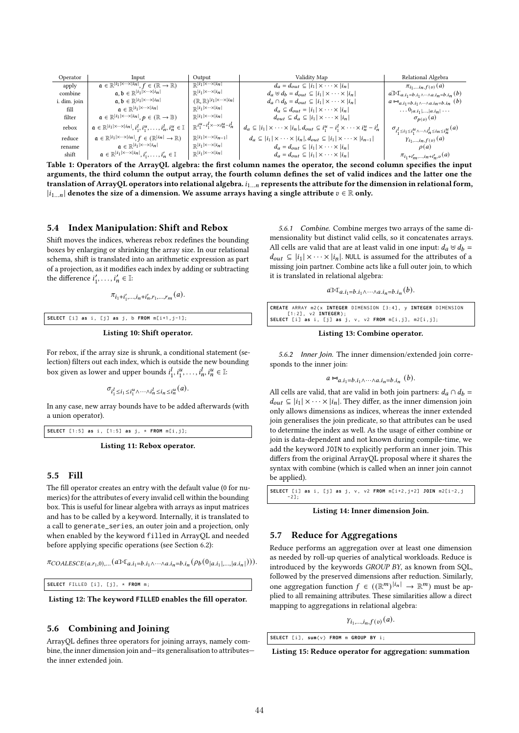| Operator | Input | Output | Validity Map | Relational Algebra |
|---|---|---|---|---|
| apply | $\mathfrak{a} \in \mathbb{R}^{\|i_1\|\times\cdots\times\|i_n\|}, f \in (\mathbb{R} \to \mathbb{R})$ | $\mathbb{R}^{\|i_1\|\times\cdots\times\|i_n\|}$ | $d_a = d_{out} \subseteq \|i_1\| \times \cdots \times \|i_n\|$ | $\pi_{i_1,\ldots,i_n,f(v)}(a)$ |
| combine | $\mathfrak{a}, \mathfrak{b} \in \mathbb{R}^{\|i_1\|\times\cdots\times\|i_n\|}$ | $\mathbb{R}^{\|i_1\|\times\cdots\times\|i_n\|}$ | $d_a \uplus d_b = d_{out} \subseteq \|i_1\| \times \cdots \times \|i_n\|$ | $a ⟗_{a.i_1=b.i_1 \wedge \cdots \wedge a.i_n=b.i_n}(b)$ |
| i. dim. join | $\mathfrak{a}, \mathfrak{b} \in \mathbb{R}^{\|i_1\|\times\cdots\times\|i_n\|}$ | $(\mathbb{R},\mathbb{R})^{\|i_1\|\times\cdots\times\|i_n\|}$ | $d_a \cap d_b = d_{out} \subseteq \|i_1\| \times \cdots \times \|i_n\|$ | $a \bowtie_{a.i_1=b.i_1 \wedge \cdots \wedge a.i_n=b.i_n}(b)$ |
| fill | $\mathfrak{a} \in \mathbb{R}^{\|i_1\|\times\cdots\times\|i_n\|}$ | $\mathbb{R}^{\|i_1\|\times\cdots\times\|i_n\|}$ | $d_a \subseteq d_{out} = \|i_1\| \times \cdots \times \|i_n\|$ | $\ldots 0_{\|a.i_1\|,\ldots,\|a.i_n\|} \cdots$ |
| filter | $\mathfrak{a} \in \mathbb{R}^{\|i_1\|\times\cdots\times\|i_n\|}, p \in (\mathbb{R} \to \mathbb{B})$ | $\mathbb{R}^{\|i_1\|\times\cdots\times\|i_n\|}$ | $d_{out} \subseteq d_a \subseteq \|i_1\| \times \cdots \times \|i_n\|$ | $\sigma_{p(v)}(a)$ |
| rebox | $\mathfrak{a} \in \mathbb{R}^{\|i_1\|\times\cdots\times\|i_n\|}, i_1^l, i_1^u, \ldots, i_n^l, i_n^u \in \mathbb{I}$ | $\mathbb{R}^{i_1^u - i_1^l \times\cdots\times i_n^u - i_n^l}$ | $d_a \subseteq \|i_1\| \times \cdots \times \|i_n\|, d_{out} \subseteq i_1^u - i_1^l \times \cdots \times i_n^u - i_n^l$ | $\sigma_{i_1^l \leq i_1 \leq i_1^u \wedge \cdots \wedge i_n^l \leq i_n \leq i_n^u}(a)$ |
| reduce | $\mathfrak{a} \in \mathbb{R}^{\|i_1\|\times\cdots\times\|i_n\|}, f \in (\mathbb{R}^{\|i_n\|} \to \mathbb{R})$ | $\mathbb{R}^{\|i_1\|\times\cdots\times\|i_{n-1}\|}$ | $d_a \subseteq \|i_1\| \times \cdots \times \|i_n\|, d_{out} \subseteq \|i_1\| \times \cdots \times \|i_{n-1}\|$ | $\gamma_{i_1,\ldots,i_n,f(v)}(a)$ |
| rename | $\mathfrak{a} \in \mathbb{R}^{\|i_1\|\times\cdots\times\|i_n\|}$ | $\mathbb{R}^{\|i_1\|\times\cdots\times\|i_n\|}$ | $d_a = d_{out} \subseteq \|i_1\| \times \cdots \times \|i_n\|$ | $\rho(a)$ |
| shift | $\mathfrak{a} \in \mathbb{R}^{\|i_1\|\times\cdots\times\|i_n\|}, i_1', \ldots, i_n' \in \mathbb{I}$ | $\mathbb{R}^{\|i_1\|\times\cdots\times\|i_n\|}$ | $d_a = d_{out} \subseteq \|i_1\| \times \cdots \times \|i_n\|$ | $\pi_{i_1+i_m',\ldots,i_n+i_n',v}(a)$ |

**Table 1: Operators of the ArrayQL algebra: the first column names the operator, the second column specifies the input arguments, the third column the output array, the fourth column defines the set of valid indices and the latter one the translation of ArrayQL operators into relational algebra. $i_{1\ldots n}$ represents the attribute for the dimension in relational form, $|i_{1\ldots n}|$ denotes the size of a dimension. We assume arrays having a single attribute $v \in \mathbb{R}$ only.**

## 5.4 Index Manipulation: Shift and Rebox

Shift moves the indices, whereas rebox redefines the bounding boxes by enlarging or shrinking the array size. In our relational schema, shift is translated into an arithmetic expression as part of a projection, as it modifies each index by adding or subtracting the difference $i_1', \ldots, i_n' \in \mathbb{I}$:

$$\pi_{i_1+i_1',\ldots,i_n+i_n',r_1,\ldots,r_m}(a).$$

```
SELECT [i] as i, [j] as j, b FROM m[i+1,j-1];
```

**Listing 10: Shift operator.**

For rebox, if the array size is shrunk, a conditional statement (selection) filters out each index, which is outside the new bounding box given as lower and upper bounds $i_1^l, i_1^u, \ldots, i_n^l, i_n^u \in \mathbb{I}$:

$$\sigma_{i_1^l \leq i_1 \leq i_1^u \wedge \cdots \wedge i_n^l \leq i_n \leq i_n^u}(a).$$

In any case, new array bounds have to be added afterwards (with a union operator).

```
SELECT [1:5] as i, [1:5] as j, * FROM m[i,j];
```

**Listing 11: Rebox operator.**

## 5.5 Fill

The fill operator creates an entry with the default value (0 for numerics) for the attributes of every invalid cell within the bounding box. This is useful for linear algebra with arrays as input matrices and has to be called by a keyword. Internally, it is translated to a call to generate_series, an outer join and a projection, only when enabled by the keyword filled in ArrayQL and needed before applying specific operations (see Section 6.2):

$$\pi_{COALESCE(a.r_1,0),\ldots}(a ⟗_{a.i_1=b.i_1 \wedge \cdots \wedge a.i_n=b.i_n}(\rho_b(0_{|a.i_1|,\ldots,|a.i_n|}))).$$

```
SELECT FILLED [i], [j], * FROM m;
```

**Listing 12: The keyword FILLED enables the fill operator.**

## 5.6 Combining and Joining

ArrayQL defines three operators for joining arrays, namely combine, the inner dimension join and—its generalisation to attributes—the inner extended join.

*5.6.1 Combine.* Combine merges two arrays of the same dimensionality but distinct valid cells, so it concatenates arrays. All cells are valid that are at least valid in one input: $d_a \uplus d_b = d_{out} \subseteq |i_1| \times \cdots \times |i_n|$. NULL is assumed for the attributes of a missing join partner. Combine acts like a full outer join, to which it is translated in relational algebra:

$$a ⟗_{a.i_1=b.i_1 \wedge \cdots \wedge a.i_n=b.i_n}(b).$$

```
CREATE ARRAY m2(x INTEGER DIMENSION [3:4], y INTEGER DIMENSION
    [1:2], v2 INTEGER);
SELECT [i] as i, [j] as j, v, v2 FROM m[i,j], m2[i,j];
```

**Listing 13: Combine operator.**

*5.6.2 Inner Join.* The inner dimension/extended join corresponds to the inner join:

$$a \bowtie_{a.i_1=b.i_1 \wedge \cdots \wedge a.i_n=b.i_n}(b).$$

All cells are valid, that are valid in both join partners: $d_a \cap d_b = d_{out} \subseteq |i_1| \times \cdots \times |i_n|$. They differ, as the inner dimension join only allows dimensions as indices, whereas the inner extended join generalises the join predicate, so that attributes can be used to determine the index as well. As the usage of either combine or join is data-dependent and not known during compile-time, we add the keyword JOIN to explicitly perform an inner join. This differs from the original ArrayQL proposal where it shares the syntax with combine (which is called when an inner join cannot be applied).

```
SELECT [i] as i, [j] as j, v, v2 FROM m[i+2,j+2] JOIN m2[i-2,j
    -2];
```

**Listing 14: Inner dimension Join.**

## 5.7 Reduce for Aggregations

Reduce performs an aggregation over at least one dimension as needed by roll-up queries of analytical workloads. Reduce is introduced by the keywords *GROUP BY*, as known from SQL, followed by the preserved dimensions after reduction. Similarly, one aggregation function $f \in ((\mathbb{R}^m)^{|i_n|} \to \mathbb{R}^m)$ must be applied to all remaining attributes. These similarities allow a direct mapping to aggregations in relational algebra:

$$\gamma_{i_1,\ldots,i_n,f(v)}(a).$$

```
SELECT [i], sum(v) FROM m GROUP BY i;
```

**Listing 15: Reduce operator for aggregation: summation**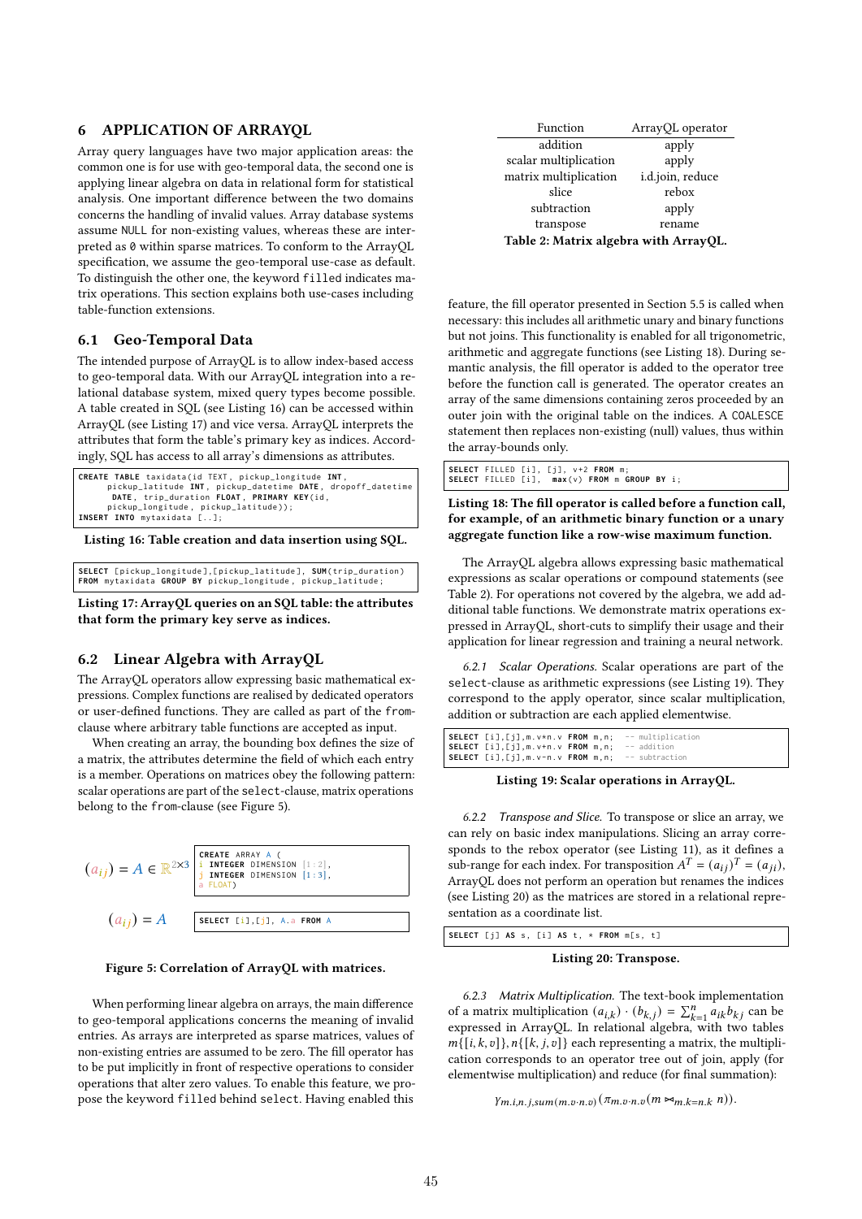## 6 APPLICATION OF ARRAYQL

Array query languages have two major application areas: the common one is for use with geo-temporal data, the second one is applying linear algebra on data in relational form for statistical analysis. One important difference between the two domains concerns the handling of invalid values. Array database systems assume `NULL` for non-existing values, whereas these are interpreted as `0` within sparse matrices. To conform to the ArrayQL specification, we assume the geo-temporal use-case as default. To distinguish the other one, the keyword `filled` indicates matrix operations. This section explains both use-cases including table-function extensions.

### 6.1 Geo-Temporal Data

The intended purpose of ArrayQL is to allow index-based access to geo-temporal data. With our ArrayQL integration into a relational database system, mixed query types become possible. A table created in SQL (see Listing 16) can be accessed within ArrayQL (see Listing 17) and vice versa. ArrayQL interprets the attributes that form the table's primary key as indices. Accordingly, SQL has access to all array's dimensions as attributes.

```
CREATE TABLE taxidata(id TEXT, pickup_longitude INT,
      pickup_latitude INT, pickup_datetime DATE, dropoff_datetime
       DATE, trip_duration FLOAT, PRIMARY KEY(id,
      pickup_longitude, pickup_latitude));
INSERT INTO mytaxidata [..];
```

**Listing 16: Table creation and data insertion using SQL.**

```
SELECT [pickup_longitude],[pickup_latitude], SUM(trip_duration)
FROM mytaxidata GROUP BY pickup_longitude, pickup_latitude;
```

**Listing 17: ArrayQL queries on an SQL table: the attributes that form the primary key serve as indices.**

### 6.2 Linear Algebra with ArrayQL

The ArrayQL operators allow expressing basic mathematical expressions. Complex functions are realised by dedicated operators or user-defined functions. They are called as part of the `from`-clause where arbitrary table functions are accepted as input.

When creating an array, the bounding box defines the size of a matrix, the attributes determine the field of which each entry is a matrix. Operations on matrices obey the following pattern: scalar operations are part of the `select`-clause, matrix operations belong to the `from`-clause (see Figure 5).

$(a_{ij}) = A \in \mathbb{R}^{2\times 3}$

```
CREATE ARRAY A (
i INTEGER DIMENSION [1:2],
j INTEGER DIMENSION [1:3],
a FLOAT)
```

$(a_{ij}) = A$

```
SELECT [i],[j], A.a FROM A
```

**Figure 5: Correlation of ArrayQL with matrices.**

When performing linear algebra on arrays, the main difference to geo-temporal applications concerns the meaning of invalid entries. As arrays are interpreted as sparse matrices, values of non-existing entries are assumed to be zero. The fill operator has to be put implicitly in front of respective operations to consider operations that alter zero values. To enable this feature, we propose the keyword `filled` behind `select`. Having enabled this feature, the fill operator presented in Section 5.5 is called when necessary: this includes all arithmetic unary and binary functions but not joins. This functionality is enabled for all trigonometric, arithmetic and aggregate functions (see Listing 18). During semantic analysis, the fill operator is added to the operator tree before the function call is generated. The operator creates an array of the same dimensions containing zeros proceeded by an outer join with the original table on the indices. A `COALESCE` statement then replaces non-existing (null) values, thus within the array-bounds only.

| Function | ArrayQL operator |
|---|---|
| addition | apply |
| scalar multiplication | apply |
| matrix multiplication | i.d.join, reduce |
| slice | rebox |
| subtraction | apply |
| transpose | rename |

**Table 2: Matrix algebra with ArrayQL.**

```
SELECT FILLED [i], [j], v+2 FROM m;
SELECT FILLED [i],  max(v) FROM m GROUP BY i;
```

**Listing 18: The fill operator is called before a function call, for example, of an arithmetic binary function or a unary aggregate function like a row-wise maximum function.**

The ArrayQL algebra allows expressing basic mathematical expressions as scalar operations or compound statements (see Table 2). For operations not covered by the algebra, we add additional table functions. We demonstrate matrix operations expressed in ArrayQL, short-cuts to simplify their usage and their application for linear regression and training a neural network.

*6.2.1 Scalar Operations.* Scalar operations are part of the `select`-clause as arithmetic expressions (see Listing 19). They correspond to the apply operator, since scalar multiplication, addition or subtraction are each applied elementwise.

```
SELECT [i],[j],m.v*n.v FROM m,n;  -- multiplication
SELECT [i],[j],m.v+n.v FROM m,n;  -- addition
SELECT [i],[j],m.v-n.v FROM m,n;  -- subtraction
```

**Listing 19: Scalar operations in ArrayQL.**

*6.2.2 Transpose and Slice.* To transpose or slice an array, we can rely on basic index manipulations. Slicing an array corresponds to the rebox operator (see Listing 11), as it defines a sub-range for each index. For transposition $A^T = (a_{ij})^T = (a_{ji})$, ArrayQL does not perform an operation but renames the indices (see Listing 20) as the matrices are stored in a relational representation as a coordinate list.

```
SELECT [j] AS s, [i] AS t, * FROM m[s, t]
```

**Listing 20: Transpose.**

*6.2.3 Matrix Multiplication.* The text-book implementation of a matrix multiplication $(a_{i,k}) \cdot (b_{k,j}) = \sum_{k=1}^{n} a_{ik}b_{kj}$ can be expressed in ArrayQL. In relational algebra, with two tables $m\{[i,k,v]\}, n\{[k,j,v]\}$ each representing a matrix, the multiplication corresponds to an operator tree out of join, apply (for elementwise multiplication) and reduce (for final summation):

$$\gamma_{m.i,n.j,sum(m.v \cdot n.v)}(\pi_{m.v \cdot n.v}(m \bowtie_{m.k=n.k} n)).$$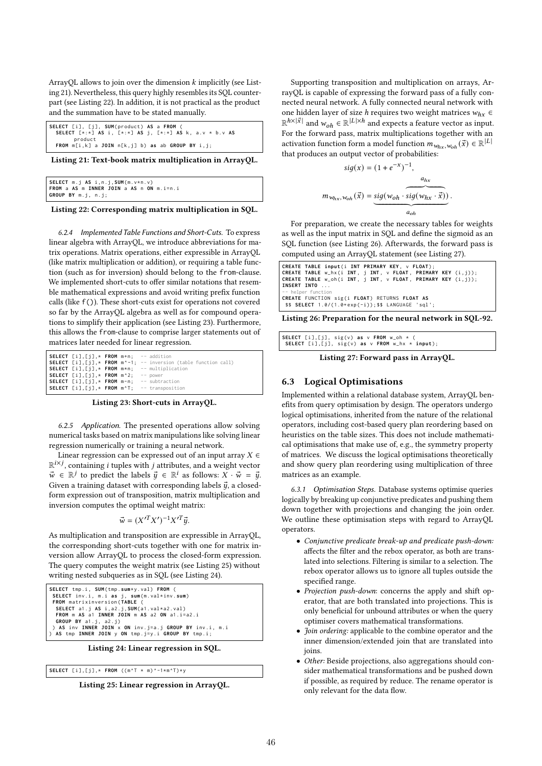ArrayQL allows to join over the dimension $k$ implicitly (see Listing 21). Nevertheless, this query highly resembles its SQL counterpart (see Listing 22). In addition, it is not practical as the product and the summation have to be stated manually.

```
SELECT [i], [j], SUM(product) AS a FROM (
  SELECT [*:*] AS i, [*:*] AS j, [*:*] AS k, a.v * b.v AS
       product
  FROM m[i,k] a JOIN n[k,j] b) as ab GROUP BY i,j;
```

**Listing 21: Text-book matrix multiplication in ArrayQL.**

```
SELECT m.j AS i,n.j,SUM(m.v*n.v)
FROM a AS m INNER JOIN a AS n ON m.i=n.i
GROUP BY m.j, n.j;
```

**Listing 22: Corresponding matrix multiplication in SQL.**

*6.2.4 Implemented Table Functions and Short-Cuts.* To express linear algebra with ArrayQL, we introduce abbreviations for matrix operations. Matrix operations, either expressible in ArrayQL (like matrix multiplication or addition), or requiring a table function (such as for inversion) should belong to the from-clause. We implemented short-cuts to offer similar notations that resemble mathematical expressions and avoid writing prefix function calls (like f()). These short-cuts exist for operations not covered so far by the ArrayQL algebra as well as for compound operations to simplify their application (see Listing 23). Furthermore, this allows the from-clause to comprise larger statements out of matrices later needed for linear regression.

```
SELECT [i],[j],* FROM m+n;  -- addition
SELECT [i],[j],* FROM m^-1; -- inversion (table function call)
SELECT [i],[j],* FROM m*n;  -- multiplication
SELECT [i],[j],* FROM m^2;  -- power
SELECT [i],[j],* FROM m-n;  -- subtraction
SELECT [i],[j],* FROM m^T;  -- transposition
```

**Listing 23: Short-cuts in ArrayQL.**

*6.2.5 Application.* The presented operations allow solving numerical tasks based on matrix manipulations like solving linear regression numerically or training a neural network.

Linear regression can be expressed out of an input array $X \in \mathbb{R}^{i \times j}$, containing $i$ tuples with $j$ attributes, and a weight vector $\vec{w} \in \mathbb{R}^j$ to predict the labels $\vec{y} \in \mathbb{R}^i$ as follows: $X \cdot \vec{w} = \vec{y}$. Given a training dataset with corresponding labels $\vec{y}$, a closed-form expression out of transposition, matrix multiplication and inversion computes the optimal weight matrix:

$$\vec{w} = (X'^T X')^{-1} X'^T \vec{y}.$$

As multiplication and transposition are expressible in ArrayQL, the corresponding short-cuts together with one for matrix inversion allow ArrayQL to process the closed-form expression. The query computes the weight matrix (see Listing 25) without writing nested subqueries as in SQL (see Listing 24).

```
SELECT tmp.i, SUM(tmp.sum*y.val) FROM (
 SELECT inv.i, m.i as j, sum(m.val*inv.sum)
 FROM matrixinversion(TABLE (
  SELECT a1.j AS i,a2.j,SUM(a1.val*a2.val)
  FROM m AS a1 INNER JOIN m AS a2 ON a1.i=a2.i
  GROUP BY a1.j, a2.j)
 ) AS inv INNER JOIN x ON inv.j=a.j GROUP BY inv.i, m.i
) AS tmp INNER JOIN y ON tmp.j=y.i GROUP BY tmp.i;
```

**Listing 24: Linear regression in SQL.**

```
SELECT [i],[j],* FROM ((m^T * m)^-1*m^T)*y
```

**Listing 25: Linear regression in ArrayQL.**

Supporting transposition and multiplication on arrays, ArrayQL is capable of expressing the forward pass of a fully connected neural network. A fully connected neural network with one hidden layer of size $h$ requires two weight matrices $w_{hx} \in \mathbb{R}^{h \times |\vec{x}|}$ and $w_{oh} \in \mathbb{R}^{|L| \times h}$ and expects a feature vector as input. For the forward pass, matrix multiplications together with an activation function form a model function $m_{w_{hx},w_{oh}}(\vec{x}) \in \mathbb{R}^{|L|}$ that produces an output vector of probabilities:

$$sig(x) = (1 + e^{-x})^{-1},$$

$$m_{w_{hx},w_{oh}}(\vec{x}) = \underbrace{sig(w_{oh} \cdot \overbrace{sig(w_{hx} \cdot \vec{x})}^{a_{hx}})}_{a_{oh}}.$$

For preparation, we create the necessary tables for weights as well as the input matrix in SQL and define the sigmoid as an SQL function (see Listing 26). Afterwards, the forward pass is computed using an ArrayQL statement (see Listing 27).

```
CREATE TABLE input(i INT PRIMARY KEY, v FLOAT);
CREATE TABLE w_hx(i INT, j INT, v FLOAT, PRIMARY KEY (i,j));
CREATE TABLE w_oh(i INT, j INT, v FLOAT, PRIMARY KEY (i,j));
INSERT INTO ...
-- helper function
CREATE FUNCTION sig(i FLOAT) RETURNS FLOAT AS
 $$ SELECT 1.0/(1.0+exp(-i));$$ LANGUAGE 'sql';
```

**Listing 26: Preparation for the neural network in SQL-92.**

```
SELECT [i],[j], sig(v) as v FROM w_oh * (
 SELECT [i],[j], sig(v) as v FROM w_hx * input);
```

**Listing 27: Forward pass in ArrayQL.**

## 6.3 Logical Optimisations

Implemented within a relational database system, ArrayQL benefits from query optimisation by design. The operators undergo logical optimisations, inherited from the nature of the relational operators, including cost-based query plan reordering based on heuristics on the table sizes. This does not include mathematical optimisations that make use of, e.g., the symmetry property of matrices. We discuss the logical optimisations theoretically and show query plan reordering using multiplication of three matrices as an example.

*6.3.1 Optimisation Steps.* Database systems optimise queries logically by breaking up conjunctive predicates and pushing them down together with projections and changing the join order. We outline these optimisation steps with regard to ArrayQL operators.

- *Conjunctive predicate break-up and predicate push-down:* affects the filter and the rebox operator, as both are translated into selections. Filtering is similar to a selection. The rebox operator allows us to ignore all tuples outside the specified range.
- *Projection push-down*: concerns the apply and shift operator, that are both translated into projections. This is only beneficial for unbound attributes or when the query optimiser covers mathematical transformations.
- *Join ordering:* applicable to the combine operator and the inner dimension/extended join that are translated into joins.
- *Other:* Beside projections, also aggregations should consider mathematical transformations and be pushed down if possible, as required by reduce. The rename operator is only relevant for the data flow.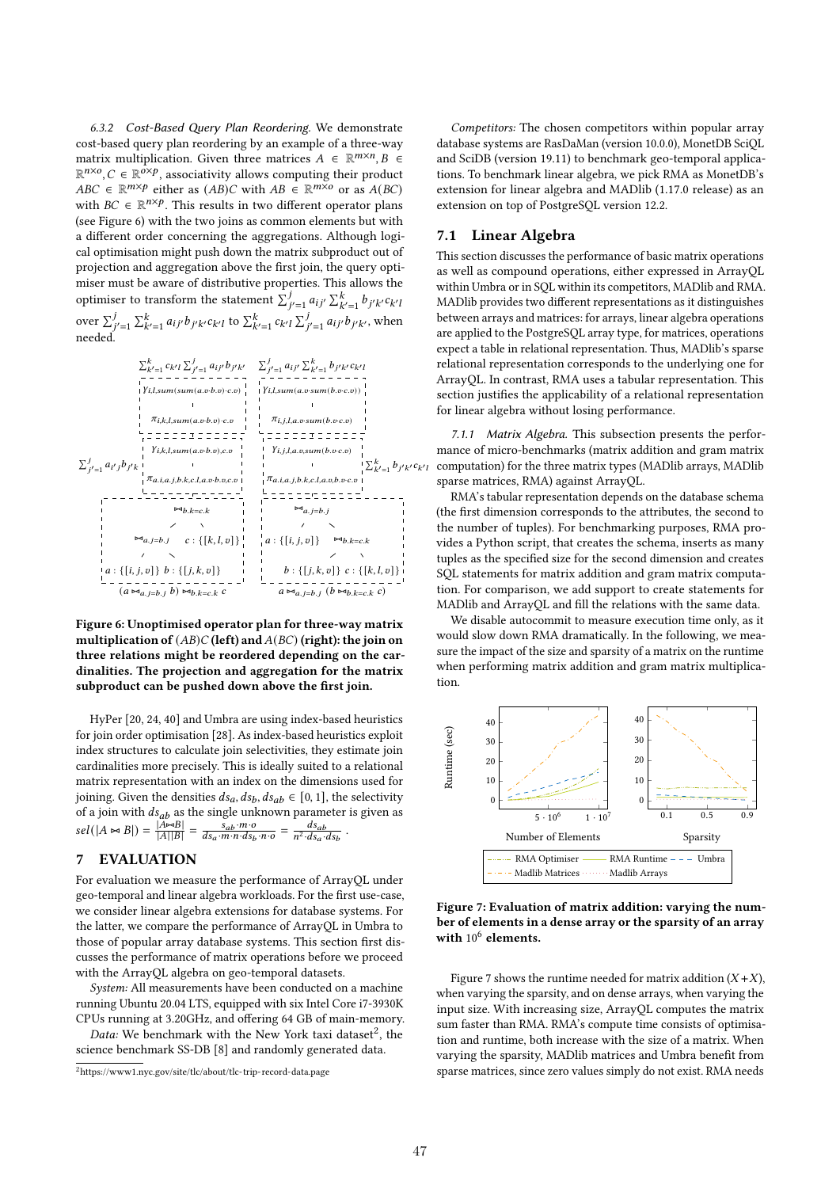#### 6.3.2 Cost-Based Query Plan Reordering.

We demonstrate cost-based query plan reordering by an example of a three-way matrix multiplication. Given three matrices $A \in \mathbb{R}^{m \times n}, B \in \mathbb{R}^{n \times o}, C \in \mathbb{R}^{o \times p}$, associativity allows computing their product $ABC \in \mathbb{R}^{m \times p}$ either as $(AB)C$ with $AB \in \mathbb{R}^{m \times o}$ or as $A(BC)$ with $BC \in \mathbb{R}^{n \times p}$. This results in two different operator plans (see Figure 6) with the two joins as common elements but with a different order concerning the aggregations. Although logical optimisation might push down the matrix subproduct out of projection and aggregation above the first join, the query optimiser must be aware of distributive properties. This allows the optimiser to transform the statement $\sum_{j'=1}^{j} a_{ij'} \sum_{k'=1}^{k} b_{j'k'} c_{k'l}$ over $\sum_{j'=1}^{j} \sum_{k'=1}^{k} a_{ij'} b_{j'k'} c_{k'l}$ to $\sum_{k'=1}^{k} c_{k'l} \sum_{j'=1}^{j} a_{ij'} b_{j'k'}$, when needed.

**Figure 6: Unoptimised operator plan for three-way matrix multiplication of $(AB)C$ (left) and $A(BC)$ (right): the join on three relations might be reordered depending on the cardinalities. The projection and aggregation for the matrix subproduct can be pushed down above the first join.**

HyPer [20, 24, 40] and Umbra are using index-based heuristics for join order optimisation [28]. As index-based heuristics exploit index structures to calculate join selectivities, they estimate join cardinalities more precisely. This is ideally suited to a relational matrix representation with an index on the dimensions used for joining. Given the densities $ds_a, ds_b, ds_{ab} \in [0, 1]$, the selectivity of a join with $ds_{ab}$ as the single unknown parameter is given as $sel(|A \bowtie B|) = \frac{|A \bowtie B|}{|A||B|} = \frac{s_{ab} \cdot m \cdot o}{ds_a \cdot m \cdot n \cdot ds_b \cdot n \cdot o} = \frac{ds_{ab}}{n^2 \cdot ds_a \cdot ds_b}$.

# 7 EVALUATION

For evaluation we measure the performance of ArrayQL under geo-temporal and linear algebra workloads. For the first use-case, we consider linear algebra extensions for database systems. For the latter, we compare the performance of ArrayQL in Umbra to those of popular array database systems. This section first discusses the performance of matrix operations before we proceed with the ArrayQL algebra on geo-temporal datasets.

*System:* All measurements have been conducted on a machine running Ubuntu 20.04 LTS, equipped with six Intel Core i7-3930K CPUs running at 3.20GHz, and offering 64 GB of main-memory.

*Data:* We benchmark with the New York taxi dataset[2], the science benchmark SS-DB [8] and randomly generated data.

[2] https://www1.nyc.gov/site/tlc/about/tlc-trip-record-data.page

*Competitors:* The chosen competitors within popular array database systems are RasDaMan (version 10.0.0), MonetDB SciQL and SciDB (version 19.11) to benchmark geo-temporal applications. To benchmark linear algebra, we pick RMA as MonetDB's extension for linear algebra and MADlib (1.17.0 release) as an extension on top of PostgreSQL version 12.2.

## 7.1 Linear Algebra

This section discusses the performance of basic matrix operations as well as compound operations, either expressed in ArrayQL within Umbra or in SQL within its competitors, MADlib and RMA. MADlib provides two different representations as it distinguishes between arrays and matrices: for arrays, linear algebra operations are applied to the PostgreSQL array type, for matrices, operations expect a table in relational representation. Thus, MADlib's sparse relational representation corresponds to the underlying one for ArrayQL. In contrast, RMA uses a tabular representation. This section justifies the applicability of a relational representation for linear algebra without losing performance.

#### 7.1.1 Matrix Algebra.

This subsection presents the performance of micro-benchmarks (matrix addition and gram matrix computation) for the three matrix types (MADlib arrays, MADlib sparse matrices, RMA) against ArrayQL.

RMA's tabular representation depends on the database schema (the first dimension corresponds to the attributes, the second to the number of tuples). For benchmarking purposes, RMA provides a Python script, that creates the schema, inserts as many tuples as the specified size for the second dimension and creates SQL statements for matrix addition and gram matrix computation. For comparison, we add support to create statements for MADlib and ArrayQL and fill the relations with the same data.

We disable autocommit to measure execution time only, as it would slow down RMA dramatically. In the following, we measure the impact of the size and sparsity of a matrix on the runtime when performing matrix addition and gram matrix multiplication.

**Figure 7: Evaluation of matrix addition: varying the number of elements in a dense array or the sparsity of an array with $10^6$ elements.**

Figure 7 shows the runtime needed for matrix addition ($X + X$), when varying the sparsity, and on dense arrays, when varying the input size. With increasing size, ArrayQL computes the matrix sum faster than RMA. RMA's compute time consists of optimisation and runtime, both increase with the size of a matrix. When varying the sparsity, MADlib matrices and Umbra benefit from sparse matrices, since zero values simply do not exist. RMA needs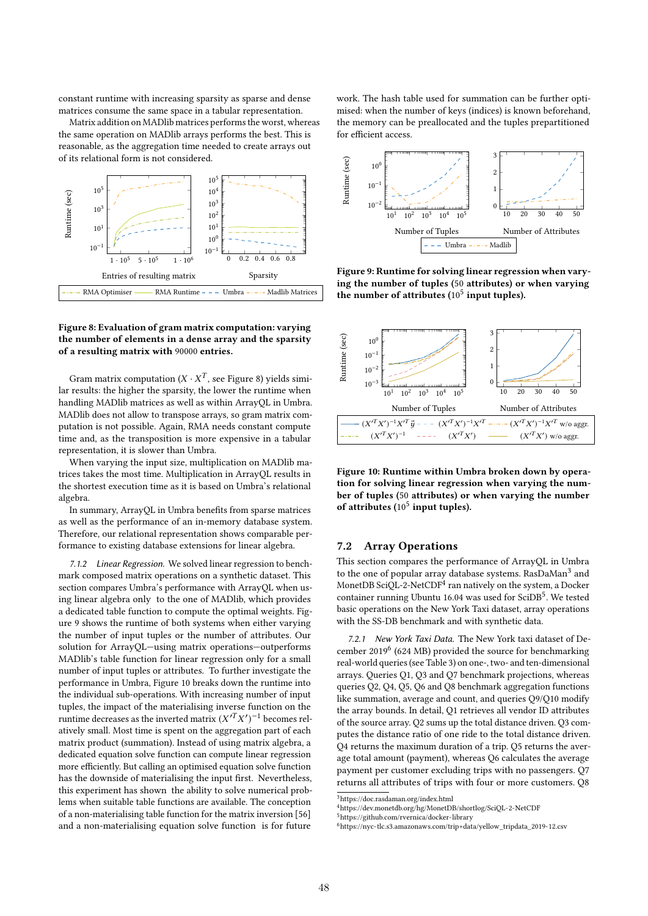constant runtime with increasing sparsity as sparse and dense matrices consume the same space in a tabular representation.

Matrix addition on MADlib matrices performs the worst, whereas the same operation on MADlib arrays performs the best. This is reasonable, as the aggregation time needed to create arrays out of its relational form is not considered.

**Figure 8: Evaluation of gram matrix computation: varying the number of elements in a dense array and the sparsity of a resulting matrix with 90000 entries.**

Gram matrix computation ($X \cdot X^T$, see Figure 8) yields similar results: the higher the sparsity, the lower the runtime when handling MADlib matrices as well as within ArrayQL in Umbra. MADlib does not allow to transpose arrays, so gram matrix computation is not possible. Again, RMA needs constant compute time and, as the transposition is more expensive in a tabular representation, it is slower than Umbra.

When varying the input size, multiplication on MADlib matrices takes the most time. Multiplication in ArrayQL results in the shortest execution time as it is based on Umbra's relational algebra.

In summary, ArrayQL in Umbra benefits from sparse matrices as well as the performance of an in-memory database system. Therefore, our relational representation shows comparable performance to existing database extensions for linear algebra.

*7.1.2 Linear Regression.* We solved linear regression to benchmark composed matrix operations on a synthetic dataset. This section compares Umbra's performance with ArrayQL when using linear algebra only to the one of MADlib, which provides a dedicated table function to compute the optimal weights. Figure 9 shows the runtime of both systems when either varying the number of input tuples or the number of attributes. Our solution for ArrayQL—using matrix operations—outperforms MADlib's table function for linear regression only for a small number of input tuples or attributes. To further investigate the performance in Umbra, Figure 10 breaks down the runtime into the individual sub-operations. With increasing number of input tuples, the impact of the materialising inverse function on the runtime decreases as the inverted matrix $(X'^T X')^{-1}$ becomes relatively small. Most time is spent on the aggregation part of each matrix product (summation). Instead of using matrix algebra, a dedicated equation solve function can compute linear regression more efficiently. But calling an optimised equation solve function has the downside of materialising the input first. Nevertheless, this experiment has shown the ability to solve numerical problems when suitable table functions are available. The conception of a non-materialising table function for the matrix inversion [56] and a non-materialising equation solve function is for future work. The hash table used for summation can be further optimised: when the number of keys (indices) is known beforehand, the memory can be preallocated and the tuples prepartitioned for efficient access.

**Figure 9: Runtime for solving linear regression when varying the number of tuples (50 attributes) or when varying the number of attributes ($10^5$ input tuples).**

**Figure 10: Runtime within Umbra broken down by operation for solving linear regression when varying the number of tuples (50 attributes) or when varying the number of attributes ($10^5$ input tuples).**

## 7.2 Array Operations

This section compares the performance of ArrayQL in Umbra to the one of popular array database systems. RasDaMan[3] and MonetDB SciQL-2-NetCDF[4] ran natively on the system, a Docker container running Ubuntu 16.04 was used for SciDB[5]. We tested basic operations on the New York Taxi dataset, array operations with the SS-DB benchmark and with synthetic data.

*7.2.1 New York Taxi Data.* The New York taxi dataset of December 2019[6] (624 MB) provided the source for benchmarking real-world queries (see Table 3) on one-, two- and ten-dimensional arrays. Queries Q1, Q3 and Q7 benchmark projections, whereas queries Q2, Q4, Q5, Q6 and Q8 benchmark aggregation functions like summation, average and count, and queries Q9/Q10 modify the array bounds. In detail, Q1 retrieves all vendor ID attributes of the source array. Q2 sums up the total distance driven. Q3 computes the distance ratio of one ride to the total distance driven. Q4 returns the maximum duration of a trip. Q5 returns the average total amount (payment), whereas Q6 calculates the average payment per customer excluding trips with no passengers. Q7 returns all attributes of trips with four or more customers. Q8

[3] https://doc.rasdaman.org/index.html
[4] https://dev.monetdb.org/hg/MonetDB/shortlog/SciQL-2-NetCDF
[5] https://github.com/rvernica/docker-library
[6] https://nyc-tlc.s3.amazonaws.com/trip+data/yellow_tripdata_2019-12.csv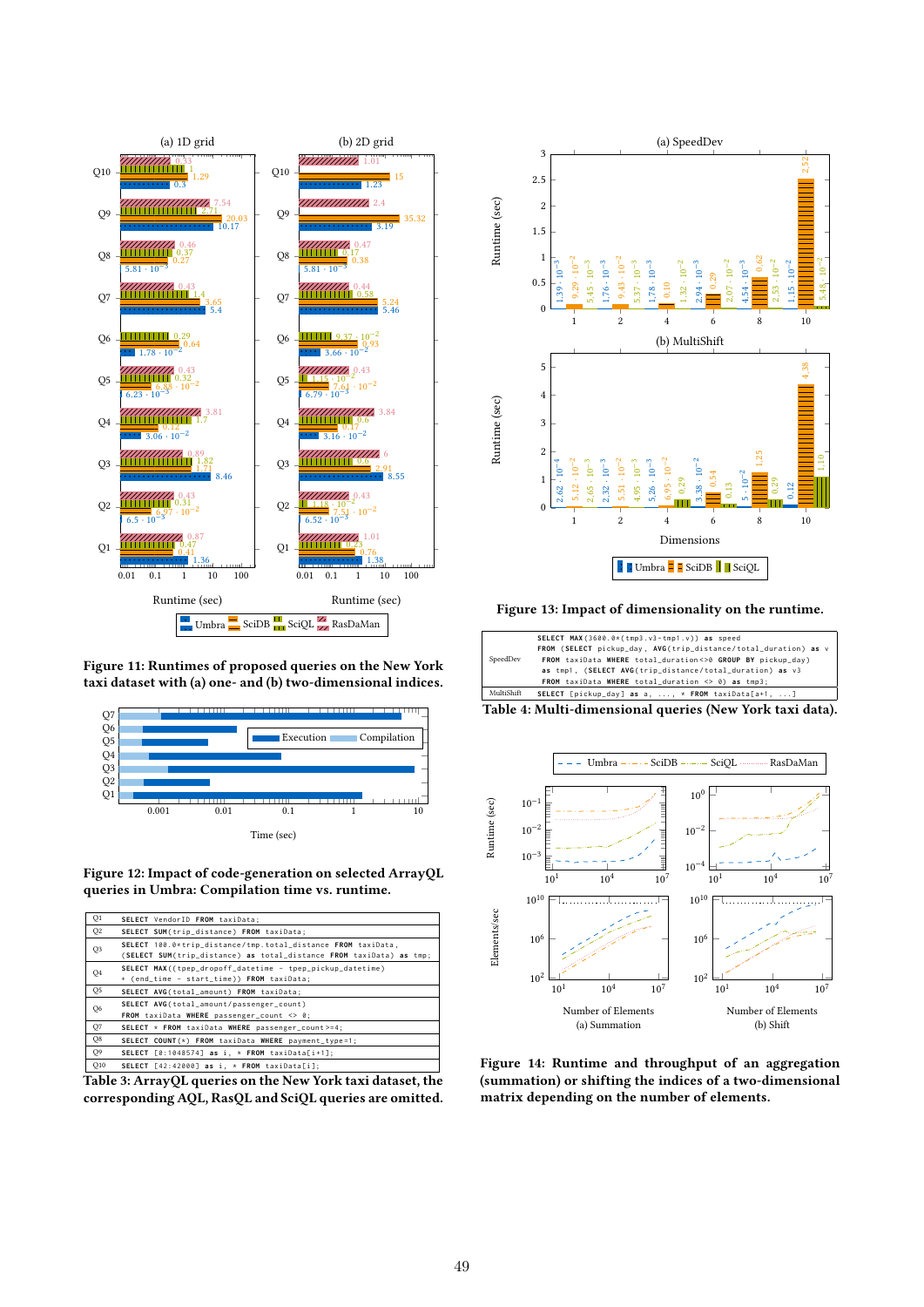**Figure 11: Runtimes of proposed queries on the New York taxi dataset with (a) one- and (b) two-dimensional indices.**

**Figure 12: Impact of code-generation on selected ArrayQL queries in Umbra: Compilation time vs. runtime.**

| | |
|---|---|
| Q1 | `SELECT VendorID FROM taxiData;` |
| Q2 | `SELECT SUM(trip_distance) FROM taxiData;` |
| Q3 | `SELECT 100.0*trip_distance/tmp.total_distance FROM taxiData, (SELECT SUM(trip_distance) as total_distance FROM taxiData) as tmp;` |
| Q4 | `SELECT MAX((tpep_dropoff_datetime - tpep_pickup_datetime) + (end_time - start_time)) FROM taxiData;` |
| Q5 | `SELECT AVG(total_amount) FROM taxiData;` |
| Q6 | `SELECT AVG(total_amount/passenger_count) FROM taxiData WHERE passenger_count <> 0;` |
| Q7 | `SELECT * FROM taxiData WHERE passenger_count>=4;` |
| Q8 | `SELECT COUNT(*) FROM taxiData WHERE payment_type=1;` |
| Q9 | `SELECT [0:1048574] as i, * FROM taxiData[i+1];` |
| Q10 | `SELECT [42:42000] as i, * FROM taxiData[i];` |

**Table 3: ArrayQL queries on the New York taxi dataset, the corresponding AQL, RasQL and SciQL queries are omitted.**

**Figure 13: Impact of dimensionality on the runtime.**

| | |
|---|---|
| SpeedDev | `SELECT MAX(3600.0*(tmp3.v3-tmp1.v)) as speed FROM (SELECT pickup_day, AVG(trip_distance/total_duration) as v FROM taxiData WHERE total_duration<>0 GROUP BY pickup_day) as tmp1, (SELECT AVG(trip_distance/total_duration) as v3 FROM taxiData WHERE total_duration <> 0) as tmp3;` |
| MultiShift | `SELECT [pickup_day] as a, ..., * FROM taxiData[a+1, ...]` |

**Table 4: Multi-dimensional queries (New York taxi data).**

**Figure 14: Runtime and throughput of an aggregation (summation) or shifting the indices of a two-dimensional matrix depending on the number of elements.**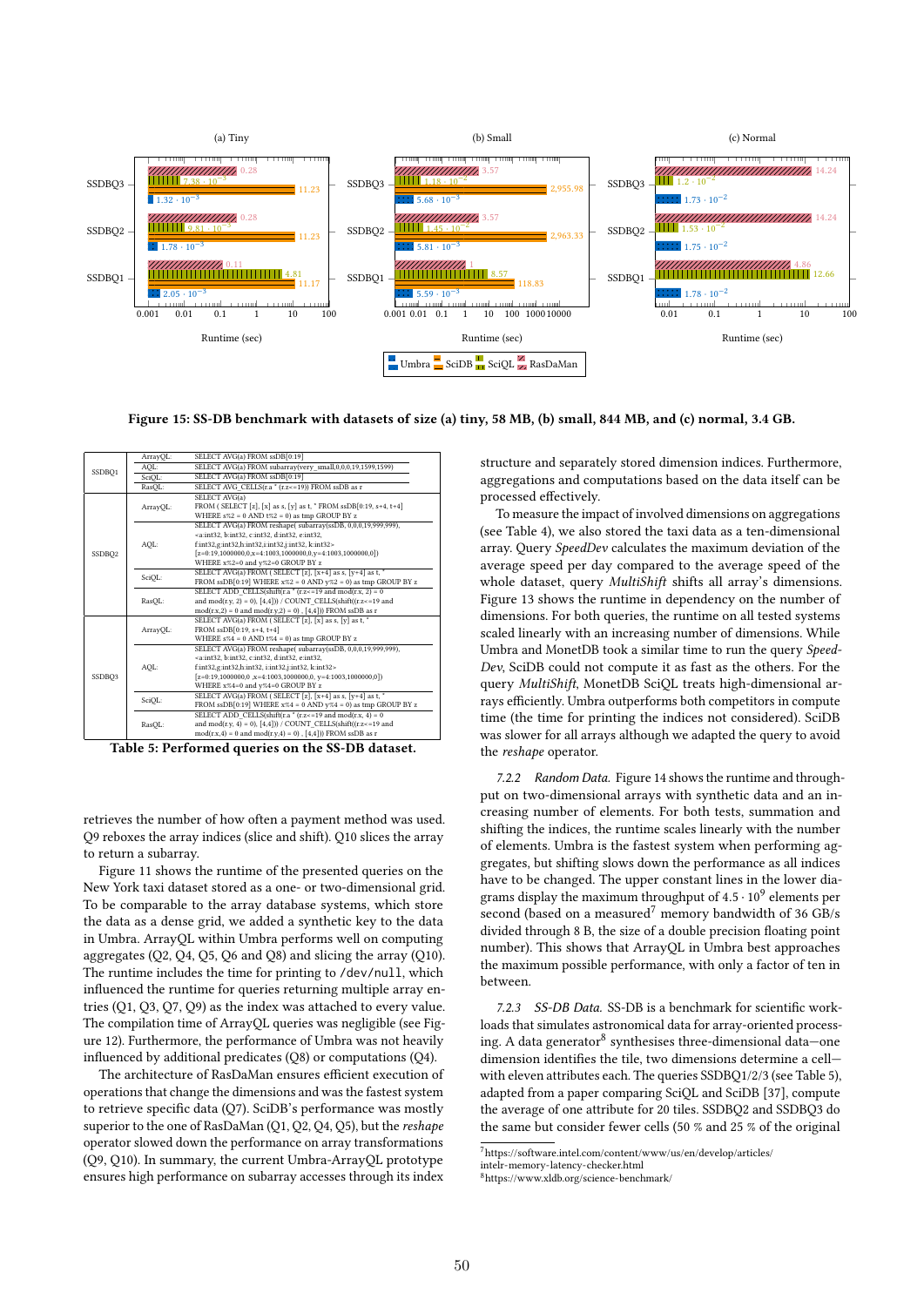Figure 15: SS-DB benchmark with datasets of size (a) tiny, 58 MB, (b) small, 844 MB, and (c) normal, 3.4 GB.

| | | |
|---|---|---|
| SSDBQ1 | ArrayQL: | SELECT AVG(a) FROM ssDB[0:19] |
| | AQL: | SELECT AVG(a) FROM subarray(very_small,0,0,0,19,1599,1599) |
| | SciQL: | SELECT AVG(a) FROM ssDB[0:19] |
| | RasQL: | SELECT AVG_CELLS(r.a * (r.z<=19)) FROM ssDB as r |
| SSDBQ2 | ArrayQL: | SELECT AVG(a) FROM ( SELECT [z], [x] as s, [y] as t, * FROM ssDB[0:19, s+4, t+4] WHERE s%2 = 0 AND t%2 = 0) as tmp GROUP BY z |
| | AQL: | SELECT AVG(a) FROM reshape( subarray(ssDB, 0,0,0,19,999,999), <a:int32, b:int32, c:int32, d:int32, e:int32, f:int32,g:int32,h:int32, i:int32,j:int32, k:int32> [z=0:19,1000000,0,x=4:1003,1000000,0,y=4:1003,1000000,0]) WHERE x%2=0 and y%2=0 GROUP BY z |
| | SciQL: | SELECT AVG(a) FROM ( SELECT [z], [x+4] as s, [y+4] as t, * FROM ssDB[0:19] WHERE x%2 = 0 AND y%2 = 0) as tmp GROUP BY z |
| | RasQL: | SELECT ADD_CELLS(shift(r.a * (r.z<=19 and mod(r.x, 2) = 0 and mod(r.y, 2) = 0), [4,4])) / COUNT_CELLS(shift((r.z<=19 and mod(r.x,2) = 0 and mod(r.y,2) = 0) , [4,4])) FROM ssDB as r |
| SSDBQ3 | ArrayQL: | SELECT AVG(a) FROM ( SELECT [z], [x] as s, [y] as t, * FROM ssDB[0:19, s+4, t+4] WHERE s%4 = 0 AND t%4 = 0) as tmp GROUP BY z |
| | AQL: | SELECT AVG(a) FROM reshape( subarray(ssDB, 0,0,0,19,999,999), <a:int32, b:int32, c:int32, d:int32, e:int32, f:int32,g:int32,h:int32, i:int32,j:int32, k:int32> [z=0:19,1000000,0 ,x=4:1003,1000000,0, y=4:1003,1000000,0]) WHERE x%4=0 and y%4=0 GROUP BY z |
| | SciQL: | SELECT AVG(a) FROM ( SELECT [z], [x+4] as s, [y+4] as t, * FROM ssDB[0:19] WHERE x%4 = 0 AND y%4 = 0) as tmp GROUP BY z |
| | RasQL: | SELECT ADD_CELLS(shift(r.a * (r.z<=19 and mod(r.x, 4) = 0 and mod(r.y, 4) = 0), [4,4])) / COUNT_CELLS(shift((r.z<=19 and mod(r.x,4) = 0 and mod(r.y,4) = 0) , [4,4])) FROM ssDB as r |

**Table 5: Performed queries on the SS-DB dataset.**

retrieves the number of how often a payment method was used. Q9 reboxes the array indices (slice and shift). Q10 slices the array to return a subarray.

Figure 11 shows the runtime of the presented queries on the New York taxi dataset stored as a one- or two-dimensional grid. To be comparable to the array database systems, which store the data as a dense grid, we added a synthetic key to the data in Umbra. ArrayQL within Umbra performs well on computing aggregates (Q2, Q4, Q5, Q6 and Q8) and slicing the array (Q10). The runtime includes the time for printing to `/dev/null`, which influenced the runtime for queries returning multiple array entries (Q1, Q3, Q7, Q9) as the index was attached to every value. The compilation time of ArrayQL queries was negligible (see Figure 12). Furthermore, the performance of Umbra was not heavily influenced by additional predicates (Q8) or computations (Q4).

The architecture of RasDaMan ensures efficient execution of operations that change the dimensions and was the fastest system to retrieve specific data (Q7). SciDB's performance was mostly superior to the one of RasDaMan (Q1, Q2, Q4, Q5), but the *reshape* operator slowed down the performance on array transformations (Q9, Q10). In summary, the current Umbra-ArrayQL prototype ensures high performance on subarray accesses through its index structure and separately stored dimension indices. Furthermore, aggregations and computations based on the data itself can be processed effectively.

To measure the impact of involved dimensions on aggregations (see Table 4), we also stored the taxi data as a ten-dimensional array. Query *SpeedDev* calculates the maximum deviation of the average speed per day compared to the average speed of the whole dataset, query *MultiShift* shifts all array's dimensions. Figure 13 shows the runtime in dependency on the number of dimensions. For both queries, the runtime on all tested systems scaled linearly with an increasing number of dimensions. While Umbra and MonetDB took a similar time to run the query *SpeedDev*, SciDB could not compute it as fast as the others. For the query *MultiShift*, MonetDB SciQL treats high-dimensional arrays efficiently. Umbra outperforms both competitors in compute time (the time for printing the indices not considered). SciDB was slower for all arrays although we adapted the query to avoid the *reshape* operator.

*7.2.2 Random Data.* Figure 14 shows the runtime and throughput on two-dimensional arrays with synthetic data and an increasing number of elements. For both tests, summation and shifting the indices, the runtime scales linearly with the number of elements. Umbra is the fastest system when performing aggregates, but shifting slows down the performance as all indices have to be changed. The upper constant lines in the lower diagrams display the maximum throughput of $4.5 \cdot 10^9$ elements per second (based on a measured[7] memory bandwidth of 36 GB/s divided through 8 B, the size of a double precision floating point number). This shows that ArrayQL in Umbra best approaches the maximum possible performance, with only a factor of ten in between.

*7.2.3 SS-DB Data.* SS-DB is a benchmark for scientific workloads that simulates astronomical data for array-oriented processing. A data generator[8] synthesises three-dimensional data—one dimension identifies the tile, two dimensions determine a cell—with eleven attributes each. The queries SSDBQ1/2/3 (see Table 5), adapted from a paper comparing SciQL and SciDB [37], compute the average of one attribute for 20 tiles. SSDBQ2 and SSDBQ3 do the same but consider fewer cells (50 % and 25 % of the original

[7] https://software.intel.com/content/www/us/en/develop/articles/intelr-memory-latency-checker.html

[8] https://www.xldb.org/science-benchmark/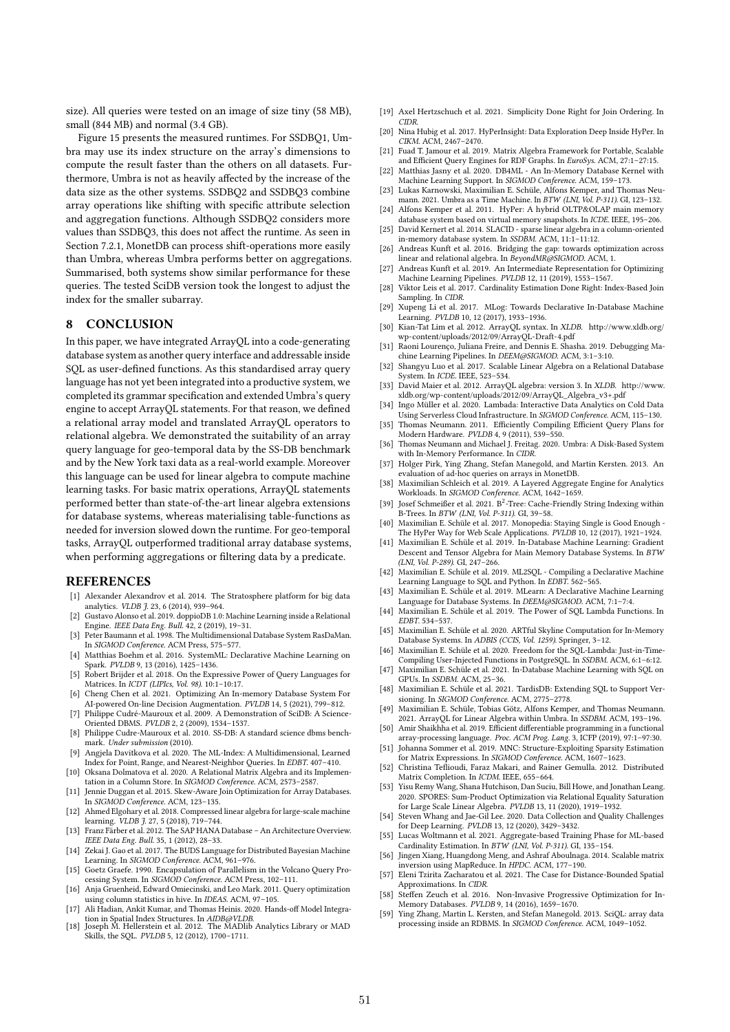size). All queries were tested on an image of size tiny (58 MB), small (844 MB) and normal (3.4 GB).

Figure 15 presents the measured runtimes. For SSDBQ1, Umbra may use its index structure on the array's dimensions to compute the result faster than the others on all datasets. Furthermore, Umbra is not as heavily affected by the increase of the data size as the other systems. SSDBQ2 and SSDBQ3 combine array operations like shifting with specific attribute selection and aggregation functions. Although SSDBQ2 considers more values than SSDBQ3, this does not affect the runtime. As seen in Section 7.2.1, MonetDB can process shift-operations more easily than Umbra, whereas Umbra performs better on aggregations. Summarised, both systems show similar performance for these queries. The tested SciDB version took the longest to adjust the index for the smaller subarray.

## 8 CONCLUSION

In this paper, we have integrated ArrayQL into a code-generating database system as another query interface and addressable inside SQL as user-defined functions. As this standardised array query language has not yet been integrated into a productive system, we completed its grammar specification and extended Umbra's query engine to accept ArrayQL statements. For that reason, we defined a relational array model and translated ArrayQL operators to relational algebra. We demonstrated the suitability of an array query language for geo-temporal data by the SS-DB benchmark and by the New York taxi data as a real-world example. Moreover this language can be used for linear algebra to compute machine learning tasks. For basic matrix operations, ArrayQL statements performed better than state-of-the-art linear algebra extensions for database systems, whereas materialising table-functions as needed for inversion slowed down the runtime. For geo-temporal tasks, ArrayQL outperformed traditional array database systems, when performing aggregations or filtering data by a predicate.

## REFERENCES

- [1] Alexander Alexandrov et al. 2014. The Stratosphere platform for big data analytics. *VLDB J.* 23, 6 (2014), 939–964.
- [2] Gustavo Alonso et al. 2019. doppioDB 1.0: Machine Learning inside a Relational Engine. *IEEE Data Eng. Bull.* 42, 2 (2019), 19–31.
- [3] Peter Baumann et al. 1998. The Multidimensional Database System RasDaMan. In *SIGMOD Conference*. ACM Press, 575–577.
- [4] Matthias Boehm et al. 2016. SystemML: Declarative Machine Learning on Spark. *PVLDB* 9, 13 (2016), 1425–1436.
- [5] Robert Brijder et al. 2018. On the Expressive Power of Query Languages for Matrices. In *ICDT (LIPIcs, Vol. 98)*. 10:1–10:17.
- [6] Cheng Chen et al. 2021. Optimizing An In-memory Database System For AI-powered On-line Decision Augmentation. *PVLDB* 14, 5 (2021), 799–812.
- [7] Philippe Cudré-Mauroux et al. 2009. A Demonstration of SciDB: A Science-Oriented DBMS. *PVLDB* 2, 2 (2009), 1534–1537.
- [8] Philippe Cudre-Mauroux et al. 2010. SS-DB: A standard science dbms benchmark. *Under submission* (2010).
- [9] Angjela Davitkova et al. 2020. The ML-Index: A Multidimensional, Learned Index for Point, Range, and Nearest-Neighbor Queries. In *EDBT*. 407–410.
- [10] Oksana Dolmatova et al. 2020. A Relational Matrix Algebra and its Implementation in a Column Store. In *SIGMOD Conference*. ACM, 2573–2587.
- [11] Jennie Duggan et al. 2015. Skew-Aware Join Optimization for Array Databases. In *SIGMOD Conference*. ACM, 123–135.
- [12] Ahmed Elgohary et al. 2018. Compressed linear algebra for large-scale machine learning. *VLDB J.* 27, 5 (2018), 719–744.
- [13] Franz Färber et al. 2012. The SAP HANA Database – An Architecture Overview. *IEEE Data Eng. Bull.* 35, 1 (2012), 28–33.
- [14] Zekai J. Gao et al. 2017. The BUDS Language for Distributed Bayesian Machine Learning. In *SIGMOD Conference*. ACM, 961–976.
- [15] Goetz Graefe. 1990. Encapsulation of Parallelism in the Volcano Query Processing System. In *SIGMOD Conference*. ACM Press, 102–111.
- [16] Anja Gruenheid, Edward Omiecinski, and Leo Mark. 2011. Query optimization using column statistics in hive. In *IDEAS*. ACM, 97–105.
- [17] Ali Hadian, Ankit Kumar, and Thomas Heinis. 2020. Hands-off Model Integration in Spatial Index Structures. In *AIDB@VLDB*.
- [18] Joseph M. Hellerstein et al. 2012. The MADlib Analytics Library or MAD Skills, the SQL. *PVLDB* 5, 12 (2012), 1700–1711.
- [19] Axel Hertzschuch et al. 2021. Simplicity Done Right for Join Ordering. In *CIDR*.
- [20] Nina Hubig et al. 2017. HyPerInsight: Data Exploration Deep Inside HyPer. In *CIKM*. ACM, 2467–2470.
- [21] Fuad T. Jamour et al. 2019. Matrix Algebra Framework for Portable, Scalable and Efficient Query Engines for RDF Graphs. In *EuroSys*. ACM, 27:1–27:15.
- [22] Matthias Jasny et al. 2020. DB4ML - An In-Memory Database Kernel with Machine Learning Support. In *SIGMOD Conference*. ACM, 159–173.
- [23] Lukas Karnowski, Maximilian E. Schüle, Alfons Kemper, and Thomas Neumann. 2021. Umbra as a Time Machine. In *BTW (LNI, Vol. P-311)*. GI, 123–132.
- [24] Alfons Kemper et al. 2011. HyPer: A hybrid OLTP&OLAP main memory database system based on virtual memory snapshots. In *ICDE*. IEEE, 195–206.
- [25] David Kernert et al. 2014. SLACID - sparse linear algebra in a column-oriented in-memory database system. In *SSDBM*. ACM, 11:1–11:12.
- [26] Andreas Kunft et al. 2016. Bridging the gap: towards optimization across linear and relational algebra. In *BeyondMR@SIGMOD*. ACM, 1.
- [27] Andreas Kunft et al. 2019. An Intermediate Representation for Optimizing Machine Learning Pipelines. *PVLDB* 12, 11 (2019), 1553–1567.
- [28] Viktor Leis et al. 2017. Cardinality Estimation Done Right: Index-Based Join Sampling. In *CIDR*.
- [29] Xupeng Li et al. 2017. MLog: Towards Declarative In-Database Machine Learning. *PVLDB* 10, 12 (2017), 1933–1936.
- [30] Kian-Tat Lim et al. 2012. ArrayQL syntax. In *XLDB*. http://www.xldb.org/wp-content/uploads/2012/09/ArrayQL-Draft-4.pdf
- [31] Raoni Lourenço, Juliana Freire, and Dennis E. Shasha. 2019. Debugging Machine Learning Pipelines. In *DEEM@SIGMOD*. ACM, 3:1–3:10.
- [32] Shangyu Luo et al. 2017. Scalable Linear Algebra on a Relational Database System. In *ICDE*. IEEE, 523–534.
- [33] David Maier et al. 2012. ArrayQL algebra: version 3. In *XLDB*. http://www.xldb.org/wp-content/uploads/2012/09/ArrayQL_Algebra_v3+.pdf
- [34] Ingo Müller et al. 2020. Lambada: Interactive Data Analytics on Cold Data Using Serverless Cloud Infrastructure. In *SIGMOD Conference*. ACM, 115–130.
- [35] Thomas Neumann. 2011. Efficiently Compiling Efficient Query Plans for Modern Hardware. *PVLDB* 4, 9 (2011), 539–550.
- [36] Thomas Neumann and Michael J. Freitag. 2020. Umbra: A Disk-Based System with In-Memory Performance. In *CIDR*.
- [37] Holger Pirk, Ying Zhang, Stefan Manegold, and Martin Kersten. 2013. An evaluation of ad-hoc queries on arrays in MonetDB.
- [38] Maximilian Schleich et al. 2019. A Layered Aggregate Engine for Analytics Workloads. In *SIGMOD Conference*. ACM, 1642–1659.
- [39] Josef Schmeißer et al. 2021. $B^2$-Tree: Cache-Friendly String Indexing within B-Trees. In *BTW (LNI, Vol. P-311)*. GI, 39–58.
- [40] Maximilian E. Schüle et al. 2017. Monopedia: Staying Single is Good Enough - The HyPer Way for Web Scale Applications. *PVLDB* 10, 12 (2017), 1921–1924.
- [41] Maximilian E. Schüle et al. 2019. In-Database Machine Learning: Gradient Descent and Tensor Algebra for Main Memory Database Systems. In *BTW (LNI, Vol. P-289)*. GI, 247–266.
- [42] Maximilian E. Schüle et al. 2019. ML2SQL - Compiling a Declarative Machine Learning Language to SQL and Python. In *EDBT*. 562–565.
- [43] Maximilian E. Schüle et al. 2019. MLearn: A Declarative Machine Learning Language for Database Systems. In *DEEM@SIGMOD*. ACM, 7:1–7:4.
- [44] Maximilian E. Schüle et al. 2019. The Power of SQL Lambda Functions. In *EDBT*. 534–537.
- [45] Maximilian E. Schüle et al. 2020. ARTful Skyline Computation for In-Memory Database Systems. In *ADBIS (CCIS, Vol. 1259)*. Springer, 3–12.
- [46] Maximilian E. Schüle et al. 2020. Freedom for the SQL-Lambda: Just-in-Time-Compiling User-Injected Functions in PostgreSQL. In *SSDBM*. ACM, 6:1–6:12.
- [47] Maximilian E. Schüle et al. 2021. In-Database Machine Learning with SQL on GPUs. In *SSDBM*. ACM, 25–36.
- [48] Maximilian E. Schüle et al. 2021. TardisDB: Extending SQL to Support Versioning. In *SIGMOD Conference*. ACM, 2775–2778.
- [49] Maximilian E. Schüle, Tobias Götz, Alfons Kemper, and Thomas Neumann. 2021. ArrayQL for Linear Algebra within Umbra. In *SSDBM*. ACM, 193–196.
- [50] Amir Shaikhha et al. 2019. Efficient differentiable programming in a functional array-processing language. *Proc. ACM Prog. Lang.* 3, ICFP (2019), 97:1–97:30.
- [51] Johanna Sommer et al. 2019. MNC: Structure-Exploiting Sparsity Estimation for Matrix Expressions. In *SIGMOD Conference*. ACM, 1607–1623.
- [52] Christina Teflioudi, Faraz Makari, and Rainer Gemulla. 2012. Distributed Matrix Completion. In *ICDM*. IEEE, 655–664.
- [53] Yisu Remy Wang, Shana Hutchison, Dan Suciu, Bill Howe, and Jonathan Leang. 2020. SPORES: Sum-Product Optimization via Relational Equality Saturation for Large Scale Linear Algebra. *PVLDB* 13, 11 (2020), 1919–1932.
- [54] Steven Whang and Jae-Gil Lee. 2020. Data Collection and Quality Challenges for Deep Learning. *PVLDB* 13, 12 (2020), 3429–3432.
- [55] Lucas Woltmann et al. 2021. Aggregate-based Training Phase for ML-based Cardinality Estimation. In *BTW (LNI, Vol. P-311)*. GI, 135–154.
- [56] Jingen Xiang, Huangdong Meng, and Ashraf Aboulnaga. 2014. Scalable matrix inversion using MapReduce. In *HPDC*. ACM, 177–190.
- [57] Eleni Tzirita Zacharatou et al. 2021. The Case for Distance-Bounded Spatial Approximations. In *CIDR*.
- [58] Steffen Zeuch et al. 2016. Non-Invasive Progressive Optimization for In-Memory Databases. *PVLDB* 9, 14 (2016), 1659–1670.
- [59] Ying Zhang, Martin L. Kersten, and Stefan Manegold. 2013. SciQL: array data processing inside an RDBMS. In *SIGMOD Conference*. ACM, 1049–1052.